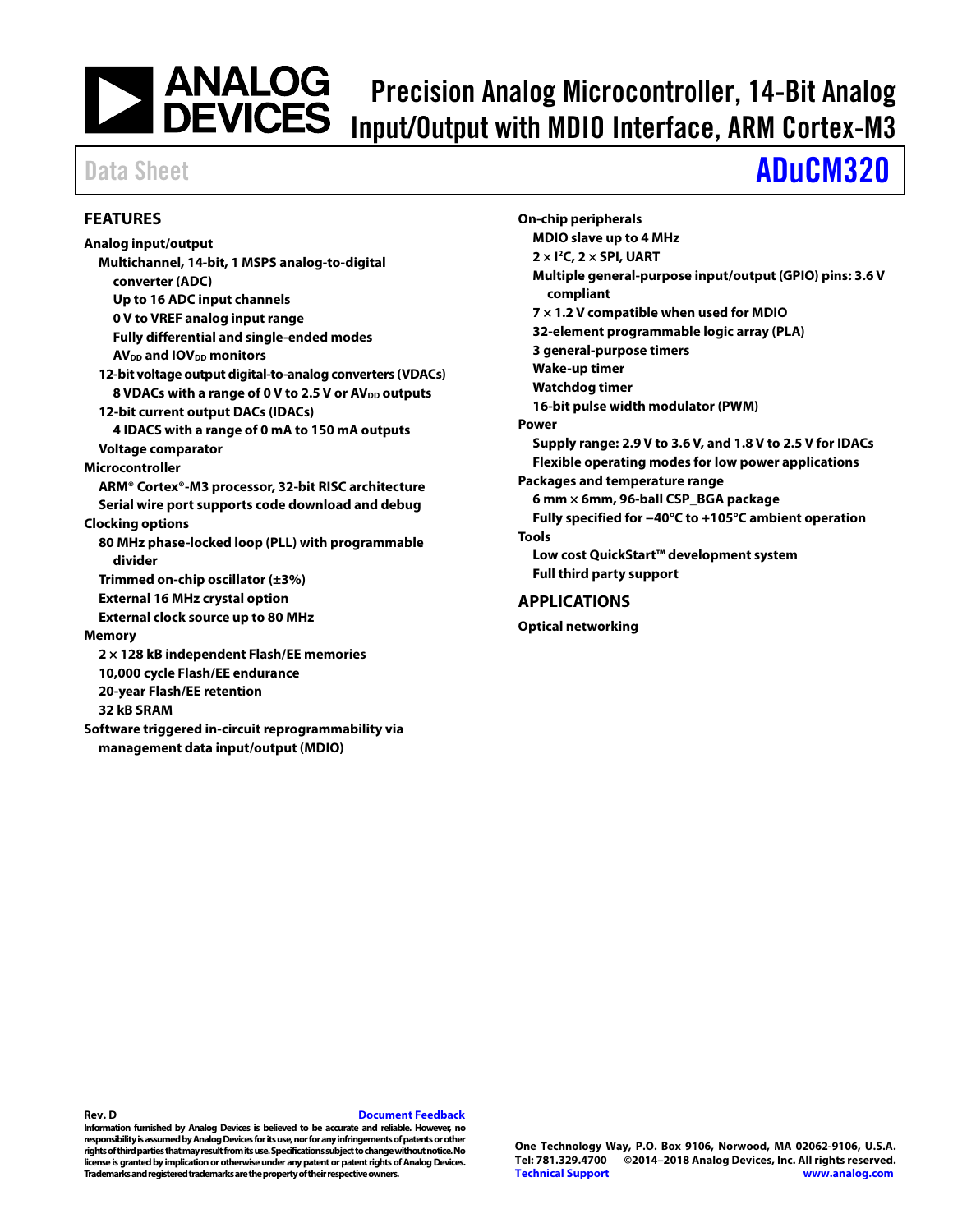# Precision Analog Microcontroller, 14-Bit Analog Input/Output with MDIO Interface, ARM Cortex-M3

Data Sheet **ADuCM320**

## FEATURES

**Analog input/output**
- **Multichannel, 14-bit, 1 MSPS analog-to-digital converter (ADC)**
  - **Up to 16 ADC input channels**
  - **0 V to VREF analog input range**
  - **Fully differential and single-ended modes**
  - **$AV_{DD}$ and $IOV_{DD}$ monitors**
- **12-bit voltage output digital-to-analog converters (VDACs)**
  - **8 VDACs with a range of 0 V to 2.5 V or $AV_{DD}$ outputs**
- **12-bit current output DACs (IDACs)**
  - **4 IDACS with a range of 0 mA to 150 mA outputs**
- **Voltage comparator**

**Microcontroller**
- **ARM® Cortex®-M3 processor, 32-bit RISC architecture**
- **Serial wire port supports code download and debug**

**Clocking options**
- **80 MHz phase-locked loop (PLL) with programmable divider**
- **Trimmed on-chip oscillator (±3%)**
- **External 16 MHz crystal option**
- **External clock source up to 80 MHz**

**Memory**
- **2 × 128 kB independent Flash/EE memories**
- **10,000 cycle Flash/EE endurance**
- **20-year Flash/EE retention**
- **32 kB SRAM**

**Software triggered in-circuit reprogrammability via management data input/output (MDIO)**

**On-chip peripherals**
- **MDIO slave up to 4 MHz**
- **2 × $I^2C$, 2 × SPI, UART**
- **Multiple general-purpose input/output (GPIO) pins: 3.6 V compliant**
- **7 × 1.2 V compatible when used for MDIO**
- **32-element programmable logic array (PLA)**
- **3 general-purpose timers**
- **Wake-up timer**
- **Watchdog timer**
- **16-bit pulse width modulator (PWM)**

**Power**
- **Supply range: 2.9 V to 3.6 V, and 1.8 V to 2.5 V for IDACs**
- **Flexible operating modes for low power applications**

**Packages and temperature range**
- **6 mm × 6mm, 96-ball CSP_BGA package**
- **Fully specified for −40°C to +105°C ambient operation**

**Tools**
- **Low cost QuickStart™ development system**
- **Full third party support**

## APPLICATIONS

**Optical networking**

**Rev. D** [Document Feedback](#)

**Information furnished by Analog Devices is believed to be accurate and reliable. However, no responsibility is assumed by Analog Devices for its use, nor for any infringements of patents or other rights of third parties that may result from its use. Specifications subject to change without notice. No license is granted by implication or otherwise under any patent or patent rights of Analog Devices. Trademarks and registered trademarks are the property of their respective owners.**

**One Technology Way, P.O. Box 9106, Norwood, MA 02062-9106, U.S.A.**
**Tel: 781.329.4700 ©2014–2018 Analog Devices, Inc. All rights reserved.**
**Technical Support** **www.analog.com**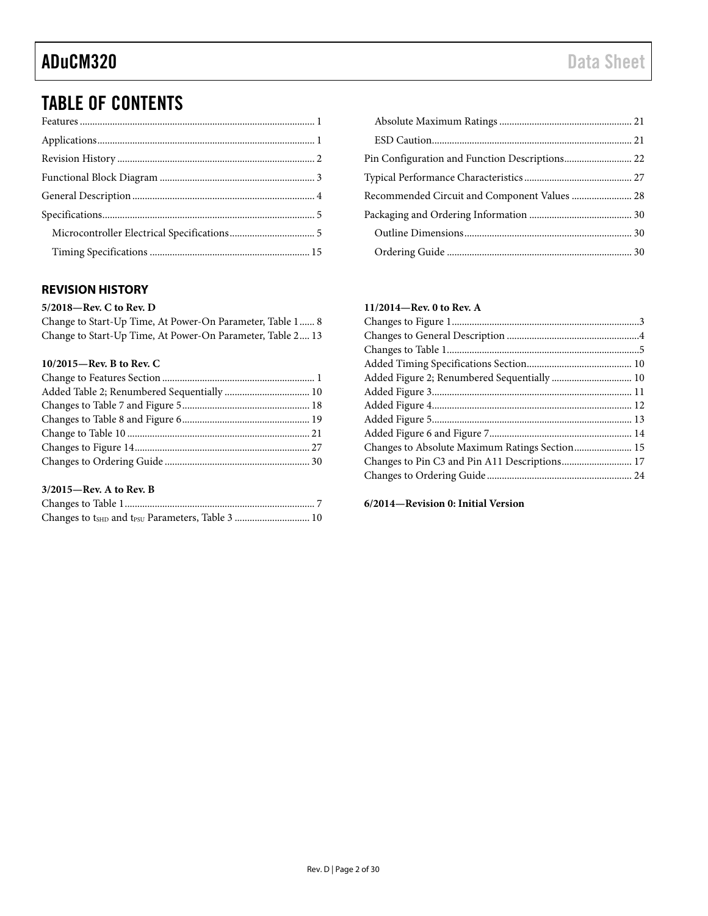# TABLE OF CONTENTS

Features ... 1
Applications ... 1
Revision History ... 2
Functional Block Diagram ... 3
General Description ... 4
Specifications ... 5
  Microcontroller Electrical Specifications ... 5
  Timing Specifications ... 15
  Absolute Maximum Ratings ... 21
  ESD Caution ... 21
Pin Configuration and Function Descriptions ... 22
Typical Performance Characteristics ... 27
Recommended Circuit and Component Values ... 28
Packaging and Ordering Information ... 30
  Outline Dimensions ... 30
  Ordering Guide ... 30

## REVISION HISTORY

**5/2018—Rev. C to Rev. D**

Change to Start-Up Time, At Power-On Parameter, Table 1 ... 8
Change to Start-Up Time, At Power-On Parameter, Table 2 ... 13

**10/2015—Rev. B to Rev. C**

Change to Features Section ... 1
Added Table 2; Renumbered Sequentially ... 10
Changes to Table 7 and Figure 5 ... 18
Changes to Table 8 and Figure 6 ... 19
Change to Table 10 ... 21
Changes to Figure 14 ... 27
Changes to Ordering Guide ... 30

**3/2015—Rev. A to Rev. B**

Changes to Table 1 ... 7
Changes to $t_{SHD}$ and $t_{PSU}$ Parameters, Table 3 ... 10

**11/2014—Rev. 0 to Rev. A**

Changes to Figure 1 ... 3
Changes to General Description ... 4
Changes to Table 1 ... 5
Added Timing Specifications Section ... 10
Added Figure 2; Renumbered Sequentially ... 10
Added Figure 3 ... 11
Added Figure 4 ... 12
Added Figure 5 ... 13
Added Figure 6 and Figure 7 ... 14
Changes to Absolute Maximum Ratings Section ... 15
Changes to Pin C3 and Pin A11 Descriptions ... 17
Changes to Ordering Guide ... 24

**6/2014—Revision 0: Initial Version**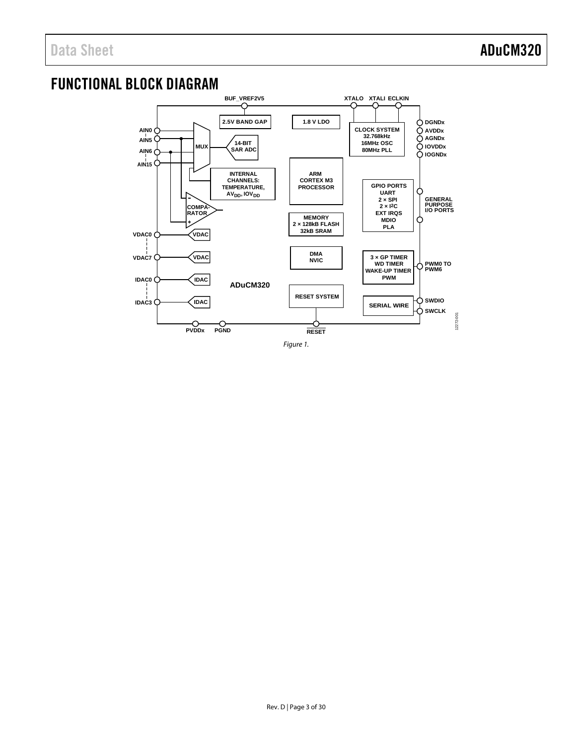## FUNCTIONAL BLOCK DIAGRAM

Figure 1.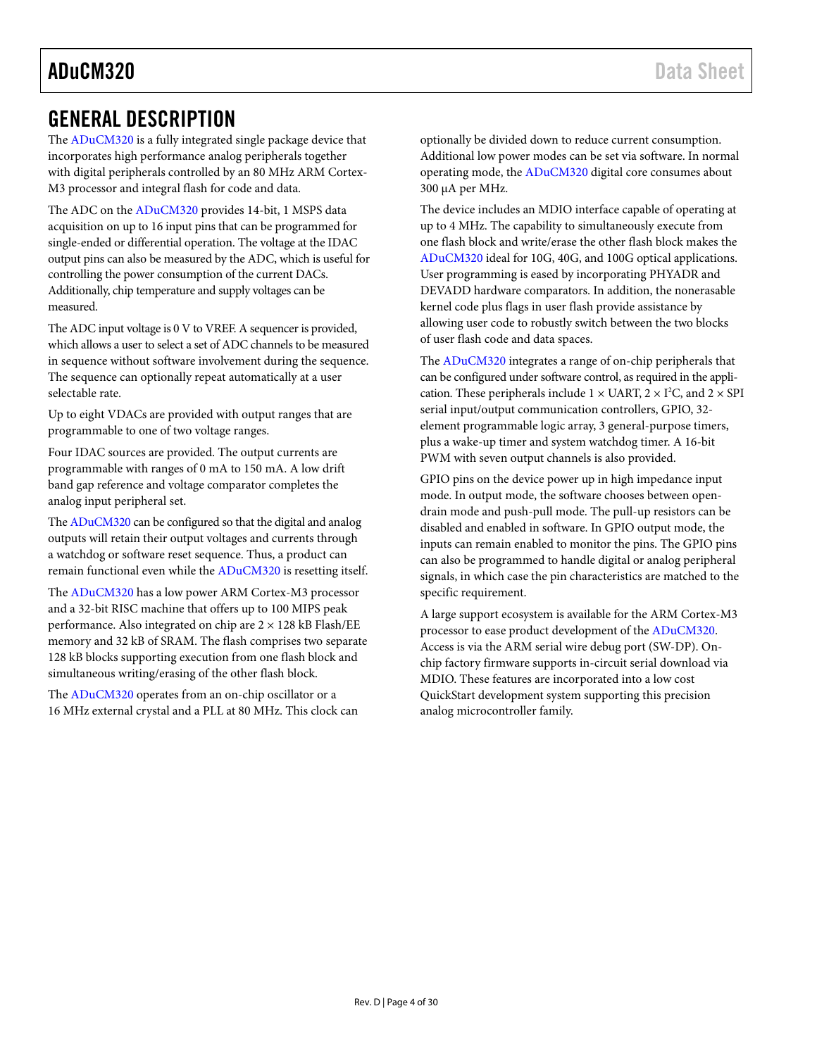# GENERAL DESCRIPTION

The ADuCM320 is a fully integrated single package device that incorporates high performance analog peripherals together with digital peripherals controlled by an 80 MHz ARM Cortex-M3 processor and integral flash for code and data.

The ADC on the ADuCM320 provides 14-bit, 1 MSPS data acquisition on up to 16 input pins that can be programmed for single-ended or differential operation. The voltage at the IDAC output pins can also be measured by the ADC, which is useful for controlling the power consumption of the current DACs. Additionally, chip temperature and supply voltages can be measured.

The ADC input voltage is 0 V to VREF. A sequencer is provided, which allows a user to select a set of ADC channels to be measured in sequence without software involvement during the sequence. The sequence can optionally repeat automatically at a user selectable rate.

Up to eight VDACs are provided with output ranges that are programmable to one of two voltage ranges.

Four IDAC sources are provided. The output currents are programmable with ranges of 0 mA to 150 mA. A low drift band gap reference and voltage comparator completes the analog input peripheral set.

The ADuCM320 can be configured so that the digital and analog outputs will retain their output voltages and currents through a watchdog or software reset sequence. Thus, a product can remain functional even while the ADuCM320 is resetting itself.

The ADuCM320 has a low power ARM Cortex-M3 processor and a 32-bit RISC machine that offers up to 100 MIPS peak performance. Also integrated on chip are 2 × 128 kB Flash/EE memory and 32 kB of SRAM. The flash comprises two separate 128 kB blocks supporting execution from one flash block and simultaneous writing/erasing of the other flash block.

The ADuCM320 operates from an on-chip oscillator or a 16 MHz external crystal and a PLL at 80 MHz. This clock can optionally be divided down to reduce current consumption. Additional low power modes can be set via software. In normal operating mode, the ADuCM320 digital core consumes about 300 µA per MHz.

The device includes an MDIO interface capable of operating at up to 4 MHz. The capability to simultaneously execute from one flash block and write/erase the other flash block makes the ADuCM320 ideal for 10G, 40G, and 100G optical applications. User programming is eased by incorporating PHYADR and DEVADD hardware comparators. In addition, the nonerasable kernel code plus flags in user flash provide assistance by allowing user code to robustly switch between the two blocks of user flash code and data spaces.

The ADuCM320 integrates a range of on-chip peripherals that can be configured under software control, as required in the application. These peripherals include 1 × UART, 2 × I$^2$C, and 2 × SPI serial input/output communication controllers, GPIO, 32-element programmable logic array, 3 general-purpose timers, plus a wake-up timer and system watchdog timer. A 16-bit PWM with seven output channels is also provided.

GPIO pins on the device power up in high impedance input mode. In output mode, the software chooses between open-drain mode and push-pull mode. The pull-up resistors can be disabled and enabled in software. In GPIO output mode, the inputs can remain enabled to monitor the pins. The GPIO pins can also be programmed to handle digital or analog peripheral signals, in which case the pin characteristics are matched to the specific requirement.

A large support ecosystem is available for the ARM Cortex-M3 processor to ease product development of the ADuCM320. Access is via the ARM serial wire debug port (SW-DP). On-chip factory firmware supports in-circuit serial download via MDIO. These features are incorporated into a low cost QuickStart development system supporting this precision analog microcontroller family.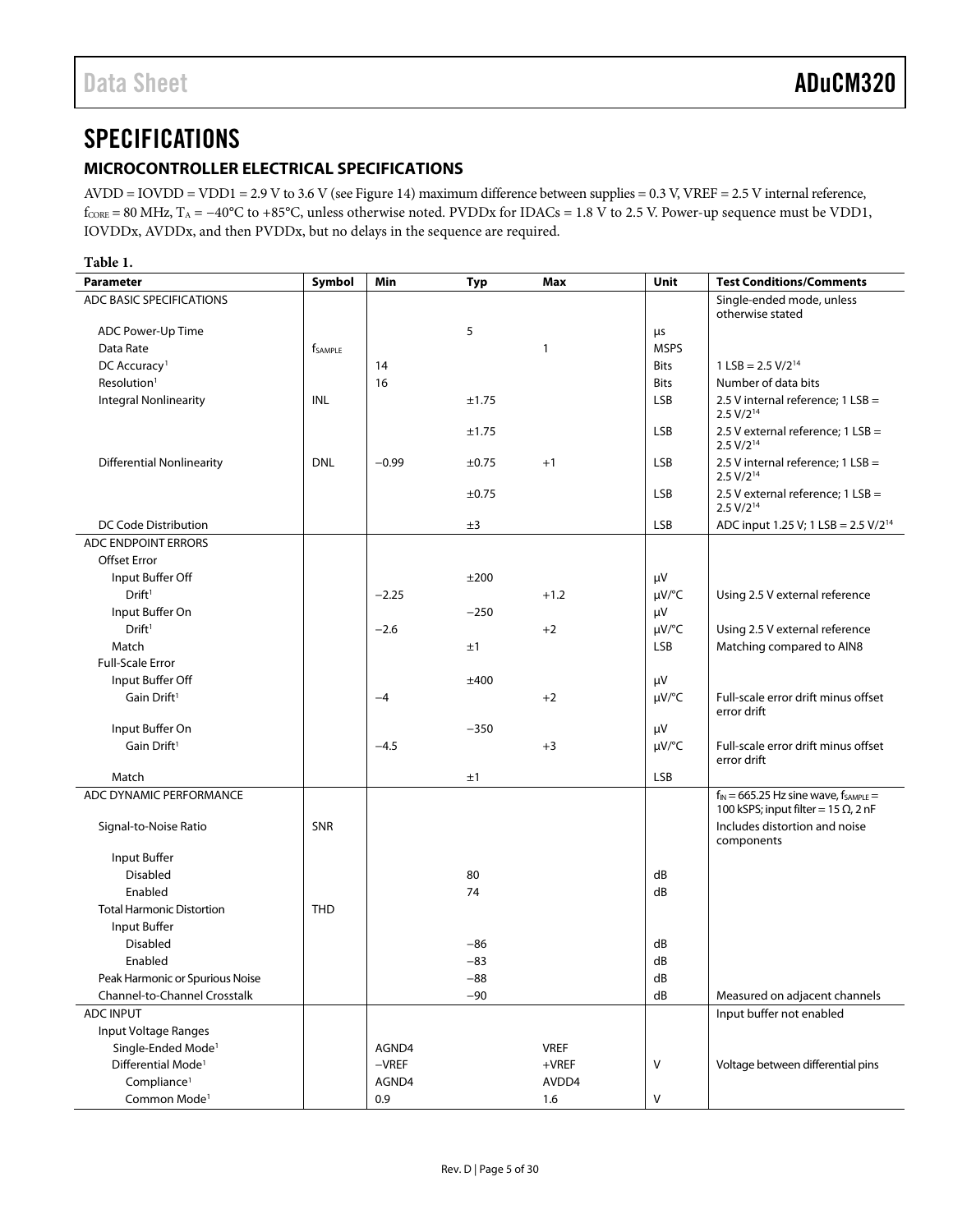# SPECIFICATIONS

## MICROCONTROLLER ELECTRICAL SPECIFICATIONS

AVDD = IOVDD = VDD1 = 2.9 V to 3.6 V (see Figure 14) maximum difference between supplies = 0.3 V, VREF = 2.5 V internal reference, $f_{CORE}$ = 80 MHz, $T_A$ = −40°C to +85°C, unless otherwise noted. PVDDx for IDACs = 1.8 V to 2.5 V. Power-up sequence must be VDD1, IOVDDx, AVDDx, and then PVDDx, but no delays in the sequence are required.

**Table 1.**

| Parameter | Symbol | Min | Typ | Max | Unit | Test Conditions/Comments |
|---|---|---|---|---|---|---|
| ADC BASIC SPECIFICATIONS | | | | | | Single-ended mode, unless otherwise stated |
| ADC Power-Up Time | | | 5 | | µs | |
| Data Rate | $f_{SAMPLE}$ | | | 1 | MSPS | |
| DC Accuracy[1] | | 14 | | | Bits | 1 LSB = 2.5 V/$2^{14}$ |
| Resolution[1] | | 16 | | | Bits | Number of data bits |
| Integral Nonlinearity | INL | | ±1.75 | | LSB | 2.5 V internal reference; 1 LSB = 2.5 V/$2^{14}$ |
| | | | ±1.75 | | LSB | 2.5 V external reference; 1 LSB = 2.5 V/$2^{14}$ |
| Differential Nonlinearity | DNL | −0.99 | ±0.75 | +1 | LSB | 2.5 V internal reference; 1 LSB = 2.5 V/$2^{14}$ |
| | | | ±0.75 | | LSB | 2.5 V external reference; 1 LSB = 2.5 V/$2^{14}$ |
| DC Code Distribution | | | ±3 | | LSB | ADC input 1.25 V; 1 LSB = 2.5 V/$2^{14}$ |
| ADC ENDPOINT ERRORS | | | | | | |
| Offset Error | | | | | | |
| Input Buffer Off | | | ±200 | | µV | |
| Drift[1] | | −2.25 | | +1.2 | µV/°C | Using 2.5 V external reference |
| Input Buffer On | | | −250 | | µV | |
| Drift[1] | | −2.6 | | +2 | µV/°C | Using 2.5 V external reference |
| Match | | | ±1 | | LSB | Matching compared to AIN8 |
| Full-Scale Error | | | | | | |
| Input Buffer Off | | | ±400 | | µV | |
| Gain Drift[1] | | −4 | | +2 | µV/°C | Full-scale error drift minus offset error drift |
| Input Buffer On | | | −350 | | µV | |
| Gain Drift[1] | | −4.5 | | +3 | µV/°C | Full-scale error drift minus offset error drift |
| Match | | | ±1 | | LSB | |
| ADC DYNAMIC PERFORMANCE | | | | | | $f_{IN}$ = 665.25 Hz sine wave, $f_{SAMPLE}$ = 100 kSPS; input filter = 15 Ω, 2 nF |
| Signal-to-Noise Ratio | SNR | | | | | Includes distortion and noise components |
| Input Buffer | | | | | | |
| Disabled | | | 80 | | dB | |
| Enabled | | | 74 | | dB | |
| Total Harmonic Distortion | THD | | | | | |
| Input Buffer | | | | | | |
| Disabled | | | −86 | | dB | |
| Enabled | | | −83 | | dB | |
| Peak Harmonic or Spurious Noise | | | −88 | | dB | |
| Channel-to-Channel Crosstalk | | | −90 | | dB | Measured on adjacent channels |
| ADC INPUT | | | | | | Input buffer not enabled |
| Input Voltage Ranges | | | | | | |
| Single-Ended Mode[1] | | AGND4 | | VREF | | |
| Differential Mode[1] | | −VREF | | +VREF | V | Voltage between differential pins |
| Compliance[1] | | AGND4 | | AVDD4 | | |
| Common Mode[1] | | 0.9 | | 1.6 | V | |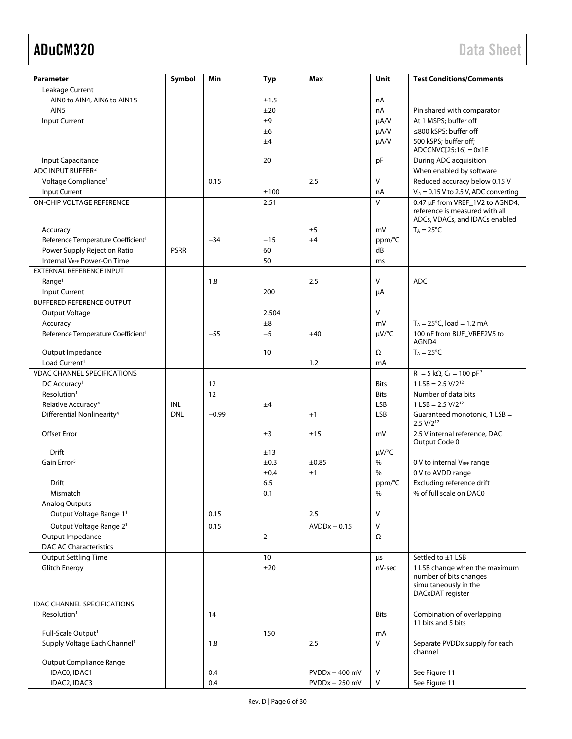| Parameter | Symbol | Min | Typ | Max | Unit | Test Conditions/Comments |
|---|---|---|---|---|---|---|
| Leakage Current | | | | | | |
| AIN0 to AIN4, AIN6 to AIN15 | | | ±1.5 | | nA | |
| AIN5 | | | ±20 | | nA | Pin shared with comparator |
| Input Current | | | ±9 | | µA/V | At 1 MSPS; buffer off |
| | | | ±6 | | µA/V | ≤800 kSPS; buffer off |
| | | | ±4 | | µA/V | 500 kSPS; buffer off; ADCCNVC[25:16] = 0x1E |
| Input Capacitance | | | 20 | | pF | During ADC acquisition |
| ADC INPUT BUFFER[2] | | | | | | When enabled by software |
| Voltage Compliance[1] | | 0.15 | | 2.5 | V | Reduced accuracy below 0.15 V |
| Input Current | | | ±100 | | nA | $V_{IN}$ = 0.15 V to 2.5 V, ADC converting |
| ON-CHIP VOLTAGE REFERENCE | | | 2.51 | | V | 0.47 µF from VREF_1V2 to AGND4; reference is measured with all ADCs, VDACs, and IDACs enabled |
| Accuracy | | | | ±5 | mV | $T_A$ = 25°C |
| Reference Temperature Coefficient[1] | | −34 | −15 | +4 | ppm/°C | |
| Power Supply Rejection Ratio | PSRR | | 60 | | dB | |
| Internal $V_{REF}$ Power-On Time | | | 50 | | ms | |
| EXTERNAL REFERENCE INPUT | | | | | | |
| Range[1] | | 1.8 | | 2.5 | V | ADC |
| Input Current | | | 200 | | µA | |
| BUFFERED REFERENCE OUTPUT | | | | | | |
| Output Voltage | | | 2.504 | | V | |
| Accuracy | | | ±8 | | mV | $T_A$ = 25°C, load = 1.2 mA |
| Reference Temperature Coefficient[1] | | −55 | −5 | +40 | µV/°C | 100 nF from BUF_VREF2V5 to AGND4 |
| Output Impedance | | | 10 | | Ω | $T_A$ = 25°C |
| Load Current[1] | | | | 1.2 | mA | |
| VDAC CHANNEL SPECIFICATIONS | | | | | | $R_L$ = 5 kΩ, $C_L$ = 100 pF[3] |
| DC Accuracy[1] | | 12 | | | Bits | 1 LSB = 2.5 V/$2^{12}$ |
| Resolution[1] | | 12 | | | Bits | Number of data bits |
| Relative Accuracy[4] | INL | | ±4 | | LSB | 1 LSB = 2.5 V/$2^{12}$ |
| Differential Nonlinearity[4] | DNL | −0.99 | | +1 | LSB | Guaranteed monotonic, 1 LSB = 2.5 V/$2^{12}$ |
| Offset Error | | | ±3 | ±15 | mV | 2.5 V internal reference, DAC Output Code 0 |
| Drift | | | ±13 | | µV/°C | |
| Gain Error[5] | | | ±0.3 | ±0.85 | % | 0 V to internal $V_{REF}$ range |
| | | | ±0.4 | ±1 | % | 0 V to AVDD range |
| Drift | | | 6.5 | | ppm/°C | Excluding reference drift |
| Mismatch | | | 0.1 | | % | % of full scale on DAC0 |
| Analog Outputs | | | | | | |
| Output Voltage Range 1[1] | | 0.15 | | 2.5 | V | |
| Output Voltage Range 2[1] | | 0.15 | | AVDDx − 0.15 | V | |
| Output Impedance | | | 2 | | Ω | |
| DAC AC Characteristics | | | | | | |
| Output Settling Time | | | 10 | | µs | Settled to ±1 LSB |
| Glitch Energy | | | ±20 | | nV-sec | 1 LSB change when the maximum number of bits changes simultaneously in the DACxDAT register |
| IDAC CHANNEL SPECIFICATIONS | | | | | | |
| Resolution[1] | | 14 | | | Bits | Combination of overlapping 11 bits and 5 bits |
| Full-Scale Output[1] | | | 150 | | mA | |
| Supply Voltage Each Channel[1] | | 1.8 | | 2.5 | V | Separate PVDDx supply for each channel |
| Output Compliance Range | | | | | | |
| IDAC0, IDAC1 | | 0.4 | | PVDDx − 400 mV | V | See Figure 11 |
| IDAC2, IDAC3 | | 0.4 | | PVDDx − 250 mV | V | See Figure 11 |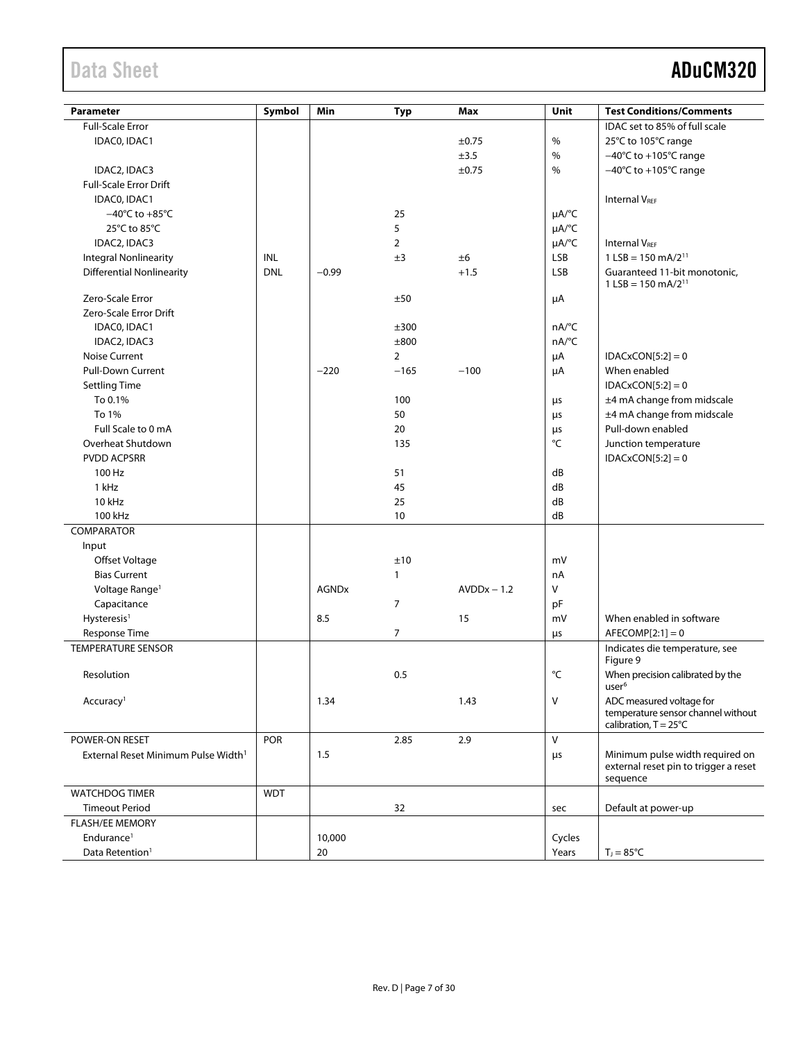| Parameter | Symbol | Min | Typ | Max | Unit | Test Conditions/Comments |
|---|---|---|---|---|---|---|
| Full-Scale Error | | | | | | IDAC set to 85% of full scale |
| IDAC0, IDAC1 | | | | ±0.75 | % | 25°C to 105°C range |
| | | | | ±3.5 | % | −40°C to +105°C range |
| IDAC2, IDAC3 | | | | ±0.75 | % | −40°C to +105°C range |
| Full-Scale Error Drift | | | | | | |
| IDAC0, IDAC1 | | | | | | Internal $V_{REF}$ |
| −40°C to +85°C | | | 25 | | µA/°C | |
| 25°C to 85°C | | | 5 | | µA/°C | |
| IDAC2, IDAC3 | | | 2 | | µA/°C | Internal $V_{REF}$ |
| Integral Nonlinearity | INL | | ±3 | ±6 | LSB | 1 LSB = 150 mA/$2^{11}$ |
| Differential Nonlinearity | DNL | −0.99 | | +1.5 | LSB | Guaranteed 11-bit monotonic, 1 LSB = 150 mA/$2^{11}$ |
| Zero-Scale Error | | | ±50 | | µA | |
| Zero-Scale Error Drift | | | | | | |
| IDAC0, IDAC1 | | | ±300 | | nA/°C | |
| IDAC2, IDAC3 | | | ±800 | | nA/°C | |
| Noise Current | | | 2 | | µA | IDACxCON[5:2] = 0 |
| Pull-Down Current | | −220 | −165 | −100 | µA | When enabled |
| Settling Time | | | | | | IDACxCON[5:2] = 0 |
| To 0.1% | | | 100 | | µs | ±4 mA change from midscale |
| To 1% | | | 50 | | µs | ±4 mA change from midscale |
| Full Scale to 0 mA | | | 20 | | µs | Pull-down enabled |
| Overheat Shutdown | | | 135 | | °C | Junction temperature |
| PVDD ACPSRR | | | | | | IDACxCON[5:2] = 0 |
| 100 Hz | | | 51 | | dB | |
| 1 kHz | | | 45 | | dB | |
| 10 kHz | | | 25 | | dB | |
| 100 kHz | | | 10 | | dB | |
| COMPARATOR | | | | | | |
| Input | | | | | | |
| Offset Voltage | | | ±10 | | mV | |
| Bias Current | | | 1 | | nA | |
| Voltage Range[1] | | AGNDx | | AVDDx − 1.2 | V | |
| Capacitance | | | 7 | | pF | |
| Hysteresis[1] | | 8.5 | | 15 | mV | When enabled in software |
| Response Time | | | 7 | | µs | AFECOMP[2:1] = 0 |
| TEMPERATURE SENSOR | | | | | | Indicates die temperature, see Figure 9 |
| Resolution | | | 0.5 | | °C | When precision calibrated by the user[6] |
| Accuracy[1] | | 1.34 | | 1.43 | V | ADC measured voltage for temperature sensor channel without calibration, T = 25°C |
| POWER-ON RESET | POR | | 2.85 | 2.9 | V | |
| External Reset Minimum Pulse Width[1] | | 1.5 | | | µs | Minimum pulse width required on external reset pin to trigger a reset sequence |
| WATCHDOG TIMER | WDT | | | | | |
| Timeout Period | | | 32 | | sec | Default at power-up |
| FLASH/EE MEMORY | | | | | | |
| Endurance[1] | | 10,000 | | | Cycles | |
| Data Retention[1] | | 20 | | | Years | $T_J$ = 85°C |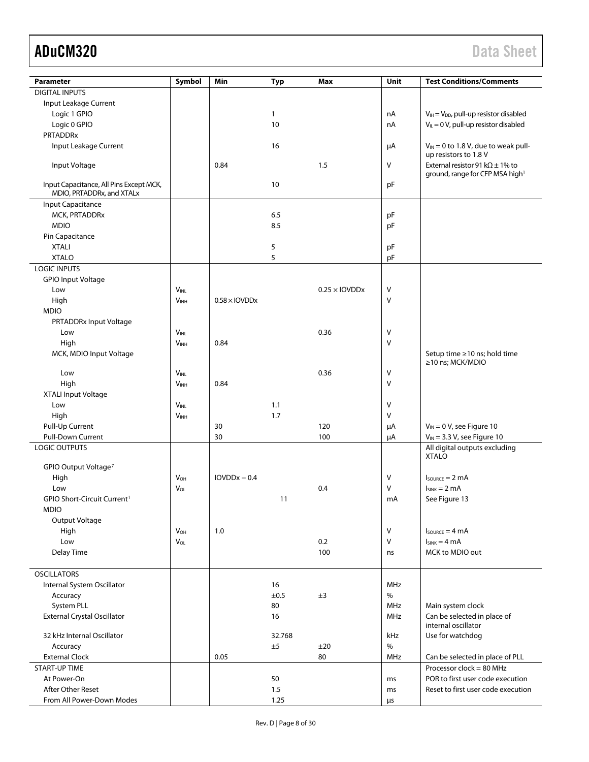| Parameter | Symbol | Min | Typ | Max | Unit | Test Conditions/Comments |
|---|---|---|---|---|---|---|
| DIGITAL INPUTS | | | | | | |
| Input Leakage Current | | | | | | |
| Logic 1 GPIO | | | 1 | | nA | $V_{IH} = V_{DD}$, pull-up resistor disabled |
| Logic 0 GPIO | | | 10 | | nA | $V_{IL} = 0$ V, pull-up resistor disabled |
| PRTADDRx | | | | | | |
| Input Leakage Current | | | 16 | | µA | $V_{IN} = 0$ to 1.8 V, due to weak pull-up resistors to 1.8 V |
| Input Voltage | | 0.84 | | 1.5 | V | External resistor 91 kΩ ± 1% to ground, range for CFP MSA high[1] |
| Input Capacitance, All Pins Except MCK, MDIO, PRTADDRx, and XTALx | | | 10 | | pF | |
| Input Capacitance | | | | | | |
| MCK, PRTADDRx | | | 6.5 | | pF | |
| MDIO | | | 8.5 | | pF | |
| Pin Capacitance | | | | | | |
| XTALI | | | 5 | | pF | |
| XTALO | | | 5 | | pF | |
| LOGIC INPUTS | | | | | | |
| GPIO Input Voltage | | | | | | |
| Low | $V_{INL}$ | | | 0.25 × IOVDDx | V | |
| High | $V_{INH}$ | 0.58 × IOVDDx | | | V | |
| MDIO | | | | | | |
| PRTADDRx Input Voltage | | | | | | |
| Low | $V_{INL}$ | | | 0.36 | V | |
| High | $V_{INH}$ | 0.84 | | | V | |
| MCK, MDIO Input Voltage | | | | | | Setup time ≥10 ns; hold time ≥10 ns; MCK/MDIO |
| Low | $V_{INL}$ | | | 0.36 | V | |
| High | $V_{INH}$ | 0.84 | | | V | |
| XTALI Input Voltage | | | | | | |
| Low | $V_{INL}$ | | 1.1 | | V | |
| High | $V_{INH}$ | | 1.7 | | V | |
| Pull-Up Current | | 30 | | 120 | µA | $V_{IN} = 0$ V, see Figure 10 |
| Pull-Down Current | | 30 | | 100 | µA | $V_{IN} = 3.3$ V, see Figure 10 |
| LOGIC OUTPUTS | | | | | | All digital outputs excluding XTALO |
| GPIO Output Voltage[7] | | | | | | |
| High | $V_{OH}$ | IOVDDx − 0.4 | | | V | $I_{SOURCE} = 2$ mA |
| Low | $V_{OL}$ | | | 0.4 | V | $I_{SINK} = 2$ mA |
| GPIO Short-Circuit Current[1] | | | 11 | | mA | See Figure 13 |
| MDIO | | | | | | |
| Output Voltage | | | | | | |
| High | $V_{OH}$ | 1.0 | | | V | $I_{SOURCE} = 4$ mA |
| Low | $V_{OL}$ | | | 0.2 | V | $I_{SINK} = 4$ mA |
| Delay Time | | | | 100 | ns | MCK to MDIO out |
| OSCILLATORS | | | | | | |
| Internal System Oscillator | | | 16 | | MHz | |
| Accuracy | | | ±0.5 | ±3 | % | |
| System PLL | | | 80 | | MHz | Main system clock |
| External Crystal Oscillator | | | 16 | | MHz | Can be selected in place of internal oscillator |
| 32 kHz Internal Oscillator | | | 32.768 | | kHz | Use for watchdog |
| Accuracy | | | ±5 | ±20 | % | |
| External Clock | | 0.05 | | 80 | MHz | Can be selected in place of PLL |
| START-UP TIME | | | | | | Processor clock = 80 MHz |
| At Power-On | | | 50 | | ms | POR to first user code execution |
| After Other Reset | | | 1.5 | | ms | Reset to first user code execution |
| From All Power-Down Modes | | | 1.25 | | µs | |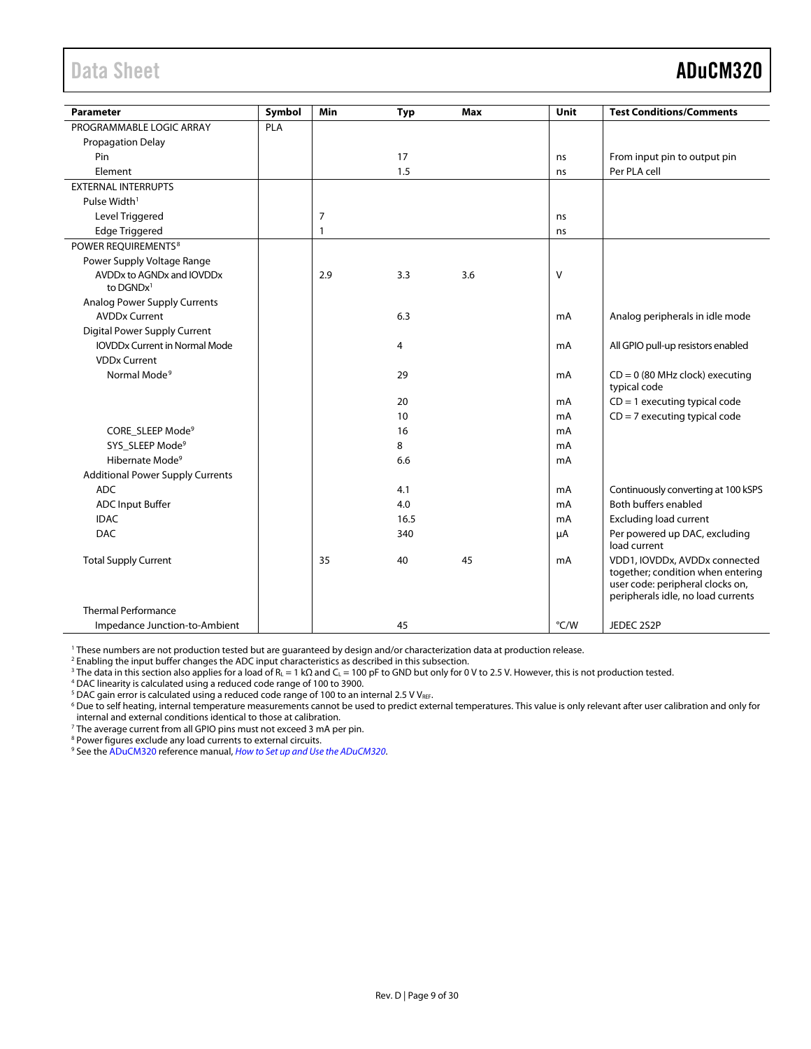| Parameter | Symbol | Min | Typ | Max | Unit | Test Conditions/Comments |
|---|---|---|---|---|---|---|
| PROGRAMMABLE LOGIC ARRAY | PLA | | | | | |
| Propagation Delay | | | | | | |
| Pin | | | 17 | | ns | From input pin to output pin |
| Element | | | 1.5 | | ns | Per PLA cell |
| EXTERNAL INTERRUPTS | | | | | | |
| Pulse Width[1] | | | | | | |
| Level Triggered | | 7 | | | ns | |
| Edge Triggered | | 1 | | | ns | |
| POWER REQUIREMENTS[8] | | | | | | |
| Power Supply Voltage Range | | | | | | |
| AVDDx to AGNDx and IOVDDx to DGNDx[1] | | 2.9 | 3.3 | 3.6 | V | |
| Analog Power Supply Currents | | | | | | |
| AVDDx Current | | | 6.3 | | mA | Analog peripherals in idle mode |
| Digital Power Supply Current | | | | | | |
| IOVDDx Current in Normal Mode | | | 4 | | mA | All GPIO pull-up resistors enabled |
| VDDx Current | | | | | | |
| Normal Mode[9] | | | 29 | | mA | CD = 0 (80 MHz clock) executing typical code |
| | | | 20 | | mA | CD = 1 executing typical code |
| | | | 10 | | mA | CD = 7 executing typical code |
| CORE_SLEEP Mode[9] | | | 16 | | mA | |
| SYS_SLEEP Mode[9] | | | 8 | | mA | |
| Hibernate Mode[9] | | | 6.6 | | mA | |
| Additional Power Supply Currents | | | | | | |
| ADC | | | 4.1 | | mA | Continuously converting at 100 kSPS |
| ADC Input Buffer | | | 4.0 | | mA | Both buffers enabled |
| IDAC | | | 16.5 | | mA | Excluding load current |
| DAC | | | 340 | | µA | Per powered up DAC, excluding load current |
| Total Supply Current | | 35 | 40 | 45 | mA | VDD1, IOVDDx, AVDDx connected together; condition when entering user code: peripheral clocks on, peripherals idle, no load currents |
| Thermal Performance | | | | | | |
| Impedance Junction-to-Ambient | | | 45 | | °C/W | JEDEC 2S2P |

[1] These numbers are not production tested but are guaranteed by design and/or characterization data at production release.
[2] Enabling the input buffer changes the ADC input characteristics as described in this subsection.
[3] The data in this section also applies for a load of $R_L$ = 1 kΩ and $C_L$ = 100 pF to GND but only for 0 V to 2.5 V. However, this is not production tested.
[4] DAC linearity is calculated using a reduced code range of 100 to 3900.
[5] DAC gain error is calculated using a reduced code range of 100 to an internal 2.5 V $V_{REF}$.
[6] Due to self heating, internal temperature measurements cannot be used to predict external temperatures. This value is only relevant after user calibration and only for internal and external conditions identical to those at calibration.
[7] The average current from all GPIO pins must not exceed 3 mA per pin.
[8] Power figures exclude any load currents to external circuits.
[9] See the ADuCM320 reference manual, *How to Set up and Use the ADuCM320*.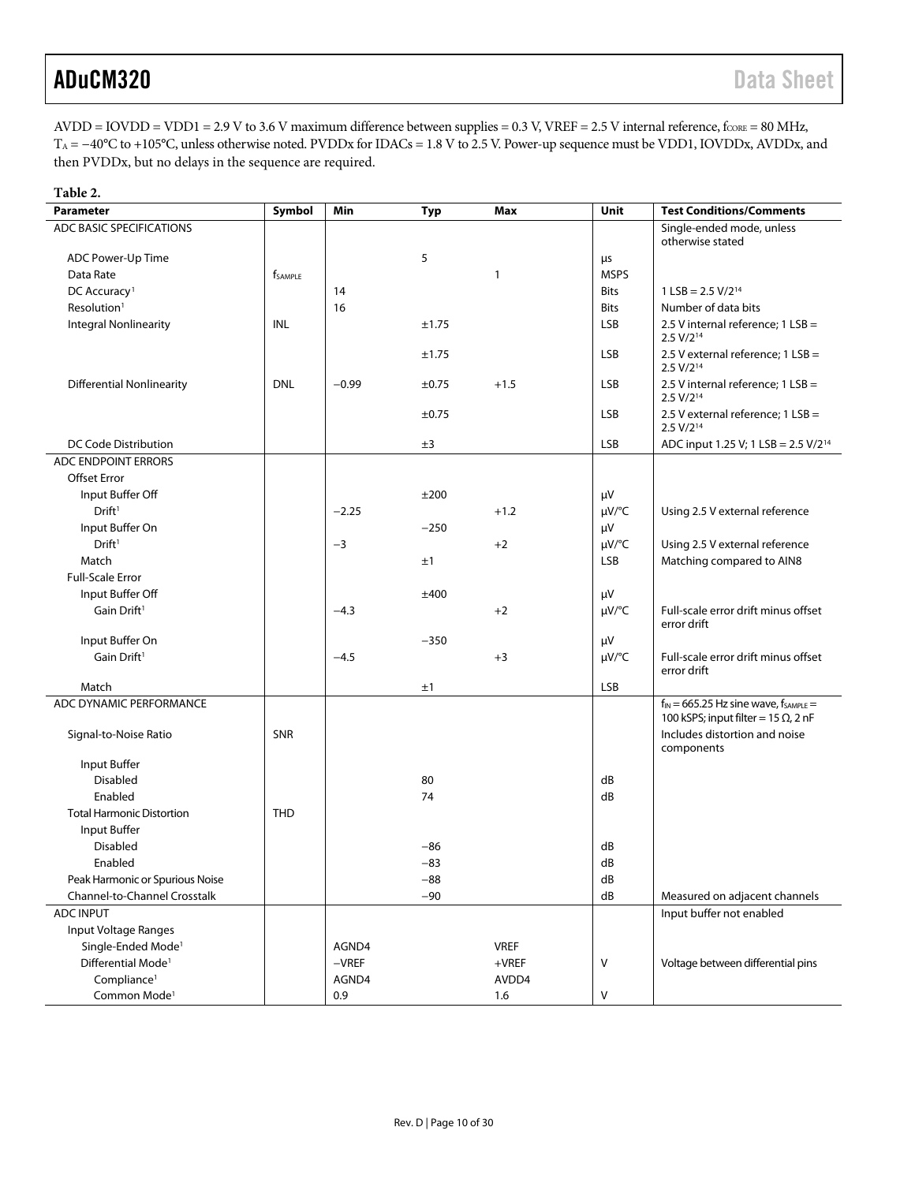AVDD = IOVDD = VDD1 = 2.9 V to 3.6 V maximum difference between supplies = 0.3 V, VREF = 2.5 V internal reference, $f_{CORE}$ = 80 MHz, $T_A$ = −40°C to +105°C, unless otherwise noted. PVDDx for IDACs = 1.8 V to 2.5 V. Power-up sequence must be VDD1, IOVDDx, AVDDx, and then PVDDx, but no delays in the sequence are required.

**Table 2.**

| Parameter | Symbol | Min | Typ | Max | Unit | Test Conditions/Comments |
|---|---|---|---|---|---|---|
| ADC BASIC SPECIFICATIONS | | | | | | Single-ended mode, unless otherwise stated |
| ADC Power-Up Time | | | 5 | | μs | |
| Data Rate | $f_{SAMPLE}$ | | | 1 | MSPS | |
| DC Accuracy[1] | | 14 | | | Bits | 1 LSB = 2.5 V/$2^{14}$ |
| Resolution[1] | | 16 | | | Bits | Number of data bits |
| Integral Nonlinearity | INL | | ±1.75 | | LSB | 2.5 V internal reference; 1 LSB = 2.5 V/$2^{14}$ |
| | | | ±1.75 | | LSB | 2.5 V external reference; 1 LSB = 2.5 V/$2^{14}$ |
| Differential Nonlinearity | DNL | −0.99 | ±0.75 | +1.5 | LSB | 2.5 V internal reference; 1 LSB = 2.5 V/$2^{14}$ |
| | | | ±0.75 | | LSB | 2.5 V external reference; 1 LSB = 2.5 V/$2^{14}$ |
| DC Code Distribution | | | ±3 | | LSB | ADC input 1.25 V; 1 LSB = 2.5 V/$2^{14}$ |
| ADC ENDPOINT ERRORS | | | | | | |
| Offset Error | | | | | | |
| Input Buffer Off | | | ±200 | | μV | |
| Drift[1] | | −2.25 | | +1.2 | μV/°C | Using 2.5 V external reference |
| Input Buffer On | | | −250 | | μV | |
| Drift[1] | | −3 | | +2 | μV/°C | Using 2.5 V external reference |
| Match | | | ±1 | | LSB | Matching compared to AIN8 |
| Full-Scale Error | | | | | | |
| Input Buffer Off | | | ±400 | | μV | |
| Gain Drift[1] | | −4.3 | | +2 | μV/°C | Full-scale error drift minus offset error drift |
| Input Buffer On | | | −350 | | μV | |
| Gain Drift[1] | | −4.5 | | +3 | μV/°C | Full-scale error drift minus offset error drift |
| Match | | | ±1 | | LSB | |
| ADC DYNAMIC PERFORMANCE | | | | | | $f_{IN}$ = 665.25 Hz sine wave, $f_{SAMPLE}$ = 100 kSPS; input filter = 15 Ω, 2 nF |
| Signal-to-Noise Ratio | SNR | | | | | Includes distortion and noise components |
| Input Buffer | | | | | | |
| Disabled | | | 80 | | dB | |
| Enabled | | | 74 | | dB | |
| Total Harmonic Distortion | THD | | | | | |
| Input Buffer | | | | | | |
| Disabled | | | −86 | | dB | |
| Enabled | | | −83 | | dB | |
| Peak Harmonic or Spurious Noise | | | −88 | | dB | |
| Channel-to-Channel Crosstalk | | | −90 | | dB | Measured on adjacent channels |
| ADC INPUT | | | | | | Input buffer not enabled |
| Input Voltage Ranges | | | | | | |
| Single-Ended Mode[1] | | AGND4 | | VREF | | |
| Differential Mode[1] | | −VREF | | +VREF | V | Voltage between differential pins |
| Compliance[1] | | AGND4 | | AVDD4 | | |
| Common Mode[1] | | 0.9 | | 1.6 | V | |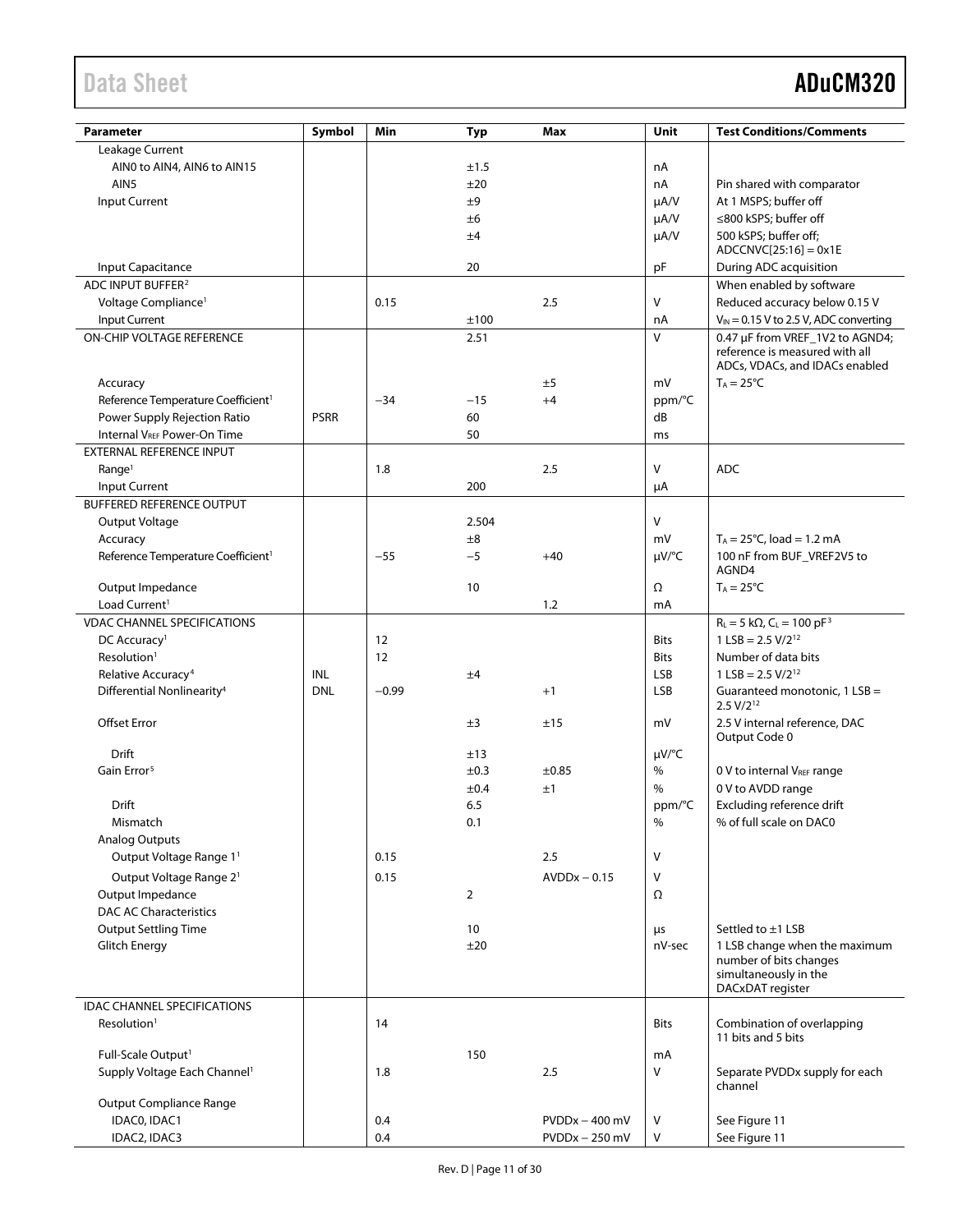| Parameter | Symbol | Min | Typ | Max | Unit | Test Conditions/Comments |
|---|---|---|---|---|---|---|
| Leakage Current | | | | | | |
| AIN0 to AIN4, AIN6 to AIN15 | | | ±1.5 | | nA | |
| AIN5 | | | ±20 | | nA | Pin shared with comparator |
| Input Current | | | ±9 | | µA/V | At 1 MSPS; buffer off |
| | | | ±6 | | µA/V | ≤800 kSPS; buffer off |
| | | | ±4 | | µA/V | 500 kSPS; buffer off; ADCCNVC[25:16] = 0x1E |
| Input Capacitance | | | 20 | | pF | During ADC acquisition |
| ADC INPUT BUFFER[2] | | | | | | When enabled by software |
| Voltage Compliance[1] | | 0.15 | | 2.5 | V | Reduced accuracy below 0.15 V |
| Input Current | | | ±100 | | nA | $V_{IN}$ = 0.15 V to 2.5 V, ADC converting |
| ON-CHIP VOLTAGE REFERENCE | | | 2.51 | | V | 0.47 µF from VREF_1V2 to AGND4; reference is measured with all ADCs, VDACs, and IDACs enabled |
| Accuracy | | | | ±5 | mV | $T_A$ = 25°C |
| Reference Temperature Coefficient[1] | | −34 | −15 | +4 | ppm/°C | |
| Power Supply Rejection Ratio | PSRR | | 60 | | dB | |
| Internal $V_{REF}$ Power-On Time | | | 50 | | ms | |
| EXTERNAL REFERENCE INPUT | | | | | | |
| Range[1] | | 1.8 | | 2.5 | V | ADC |
| Input Current | | | 200 | | µA | |
| BUFFERED REFERENCE OUTPUT | | | | | | |
| Output Voltage | | | 2.504 | | V | |
| Accuracy | | | ±8 | | mV | $T_A$ = 25°C, load = 1.2 mA |
| Reference Temperature Coefficient[1] | | −55 | −5 | +40 | µV/°C | 100 nF from BUF_VREF2V5 to AGND4 |
| Output Impedance | | | 10 | | Ω | $T_A$ = 25°C |
| Load Current[1] | | | | 1.2 | mA | |
| VDAC CHANNEL SPECIFICATIONS | | | | | | $R_L$ = 5 kΩ, $C_L$ = 100 pF[3] |
| DC Accuracy[1] | | 12 | | | Bits | 1 LSB = 2.5 V/$2^{12}$ |
| Resolution[1] | | 12 | | | Bits | Number of data bits |
| Relative Accuracy[4] | INL | | ±4 | | LSB | 1 LSB = 2.5 V/$2^{12}$ |
| Differential Nonlinearity[4] | DNL | −0.99 | | +1 | LSB | Guaranteed monotonic, 1 LSB = 2.5 V/$2^{12}$ |
| Offset Error | | | ±3 | ±15 | mV | 2.5 V internal reference, DAC Output Code 0 |
| Drift | | | ±13 | | µV/°C | |
| Gain Error[5] | | | ±0.3 | ±0.85 | % | 0 V to internal $V_{REF}$ range |
| | | | ±0.4 | ±1 | % | 0 V to AVDD range |
| Drift | | | 6.5 | | ppm/°C | Excluding reference drift |
| Mismatch | | | 0.1 | | % | % of full scale on DAC0 |
| Analog Outputs | | | | | | |
| Output Voltage Range 1[1] | | 0.15 | | 2.5 | V | |
| Output Voltage Range 2[1] | | 0.15 | | AVDDx − 0.15 | V | |
| Output Impedance | | | 2 | | Ω | |
| DAC AC Characteristics | | | | | | |
| Output Settling Time | | | 10 | | µs | Settled to ±1 LSB |
| Glitch Energy | | | ±20 | | nV-sec | 1 LSB change when the maximum number of bits changes simultaneously in the DACxDAT register |
| IDAC CHANNEL SPECIFICATIONS | | | | | | |
| Resolution[1] | | 14 | | | Bits | Combination of overlapping 11 bits and 5 bits |
| Full-Scale Output[1] | | | 150 | | mA | |
| Supply Voltage Each Channel[1] | | 1.8 | | 2.5 | V | Separate PVDDx supply for each channel |
| Output Compliance Range | | | | | | |
| IDAC0, IDAC1 | | 0.4 | | PVDDx − 400 mV | V | See Figure 11 |
| IDAC2, IDAC3 | | 0.4 | | PVDDx − 250 mV | V | See Figure 11 |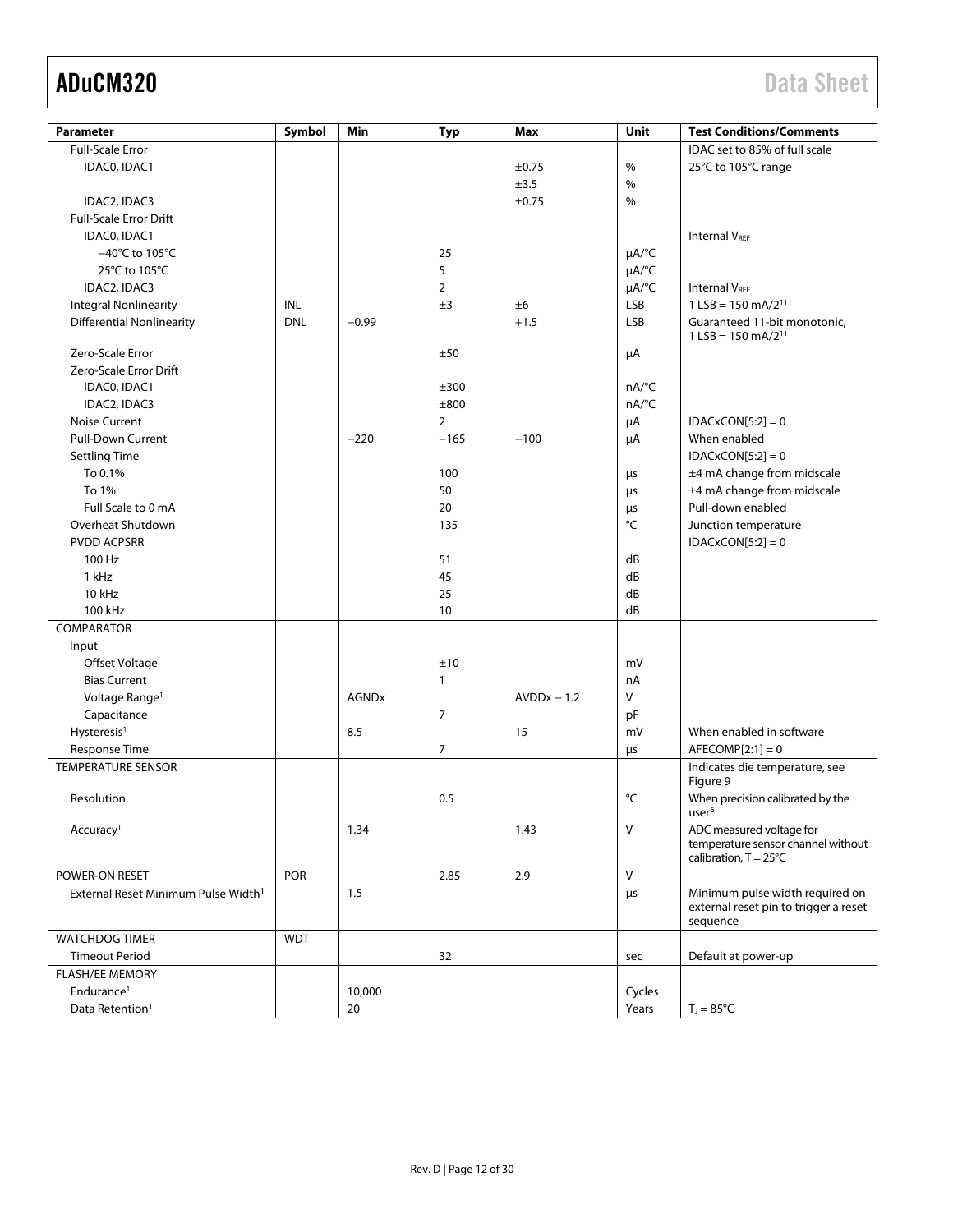| Parameter | Symbol | Min | Typ | Max | Unit | Test Conditions/Comments |
|---|---|---|---|---|---|---|
| Full-Scale Error | | | | | | IDAC set to 85% of full scale |
| IDAC0, IDAC1 | | | | ±0.75 | % | 25°C to 105°C range |
| | | | | ±3.5 | % | |
| IDAC2, IDAC3 | | | | ±0.75 | % | |
| Full-Scale Error Drift | | | | | | |
| IDAC0, IDAC1 | | | | | | Internal $V_{REF}$ |
| −40°C to 105°C | | | 25 | | µA/°C | |
| 25°C to 105°C | | | 5 | | µA/°C | |
| IDAC2, IDAC3 | | | 2 | | µA/°C | Internal $V_{REF}$ |
| Integral Nonlinearity | INL | | ±3 | ±6 | LSB | 1 LSB = 150 mA/$2^{11}$ |
| Differential Nonlinearity | DNL | −0.99 | | +1.5 | LSB | Guaranteed 11-bit monotonic, 1 LSB = 150 mA/$2^{11}$ |
| Zero-Scale Error | | | ±50 | | µA | |
| Zero-Scale Error Drift | | | | | | |
| IDAC0, IDAC1 | | | ±300 | | nA/°C | |
| IDAC2, IDAC3 | | | ±800 | | nA/°C | |
| Noise Current | | | 2 | | µA | IDACxCON[5:2] = 0 |
| Pull-Down Current | | −220 | −165 | −100 | µA | When enabled |
| Settling Time | | | | | | IDACxCON[5:2] = 0 |
| To 0.1% | | | 100 | | µs | ±4 mA change from midscale |
| To 1% | | | 50 | | µs | ±4 mA change from midscale |
| Full Scale to 0 mA | | | 20 | | µs | Pull-down enabled |
| Overheat Shutdown | | | 135 | | °C | Junction temperature |
| PVDD ACPSRR | | | | | | IDACxCON[5:2] = 0 |
| 100 Hz | | | 51 | | dB | |
| 1 kHz | | | 45 | | dB | |
| 10 kHz | | | 25 | | dB | |
| 100 kHz | | | 10 | | dB | |
| COMPARATOR | | | | | | |
| Input | | | | | | |
| Offset Voltage | | | ±10 | | mV | |
| Bias Current | | | 1 | | nA | |
| Voltage Range[1] | | AGNDx | | AVDDx − 1.2 | V | |
| Capacitance | | | 7 | | pF | |
| Hysteresis[1] | | 8.5 | | 15 | mV | When enabled in software |
| Response Time | | | 7 | | µs | AFECOMP[2:1] = 0 |
| TEMPERATURE SENSOR | | | | | | Indicates die temperature, see Figure 9 |
| Resolution | | | 0.5 | | °C | When precision calibrated by the user[6] |
| Accuracy[1] | | 1.34 | | 1.43 | V | ADC measured voltage for temperature sensor channel without calibration, T = 25°C |
| POWER-ON RESET | POR | | 2.85 | 2.9 | V | |
| External Reset Minimum Pulse Width[1] | | 1.5 | | | µs | Minimum pulse width required on external reset pin to trigger a reset sequence |
| WATCHDOG TIMER | WDT | | | | | |
| Timeout Period | | | 32 | | sec | Default at power-up |
| FLASH/EE MEMORY | | | | | | |
| Endurance[1] | | 10,000 | | | Cycles | |
| Data Retention[1] | | 20 | | | Years | $T_J$ = 85°C |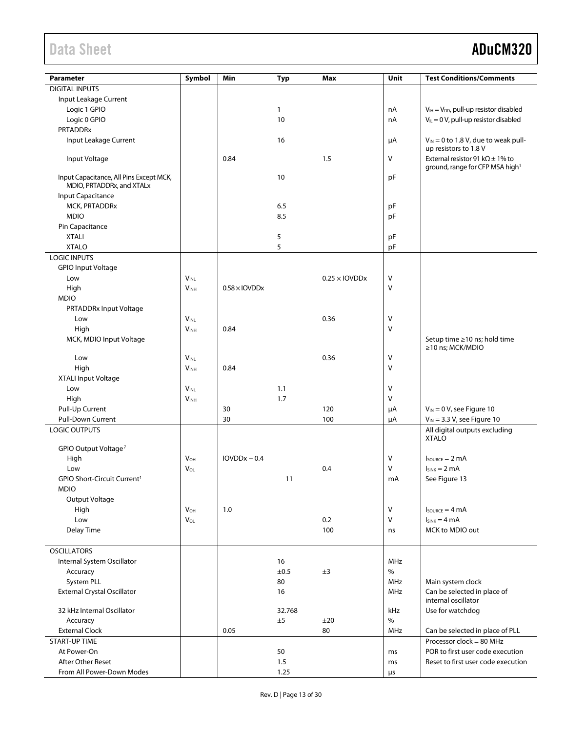| Parameter | Symbol | Min | Typ | Max | Unit | Test Conditions/Comments |
|---|---|---|---|---|---|---|
| DIGITAL INPUTS | | | | | | |
| Input Leakage Current | | | | | | |
| Logic 1 GPIO | | | 1 | | nA | $V_{IH} = V_{DD}$, pull-up resistor disabled |
| Logic 0 GPIO | | | 10 | | nA | $V_{IL} = 0$ V, pull-up resistor disabled |
| PRTADDRx | | | | | | |
| Input Leakage Current | | | 16 | | µA | $V_{IN} = 0$ to 1.8 V, due to weak pull-up resistors to 1.8 V |
| Input Voltage | | 0.84 | | 1.5 | V | External resistor 91 kΩ ± 1% to ground, range for CFP MSA high[1] |
| Input Capacitance, All Pins Except MCK, MDIO, PRTADDRx, and XTALx | | | 10 | | pF | |
| Input Capacitance | | | | | | |
| MCK, PRTADDRx | | | 6.5 | | pF | |
| MDIO | | | 8.5 | | pF | |
| Pin Capacitance | | | | | | |
| XTALI | | | 5 | | pF | |
| XTALO | | | 5 | | pF | |
| LOGIC INPUTS | | | | | | |
| GPIO Input Voltage | | | | | | |
| Low | $V_{INL}$ | | | 0.25 × IOVDDx | V | |
| High | $V_{INH}$ | 0.58 × IOVDDx | | | V | |
| MDIO | | | | | | |
| PRTADDRx Input Voltage | | | | | | |
| Low | $V_{INL}$ | | | 0.36 | V | |
| High | $V_{INH}$ | 0.84 | | | V | |
| MCK, MDIO Input Voltage | | | | | | Setup time ≥10 ns; hold time ≥10 ns; MCK/MDIO |
| Low | $V_{INL}$ | | | 0.36 | V | |
| High | $V_{INH}$ | 0.84 | | | V | |
| XTALI Input Voltage | | | | | | |
| Low | $V_{INL}$ | | 1.1 | | V | |
| High | $V_{INH}$ | | 1.7 | | V | |
| Pull-Up Current | | 30 | | 120 | µA | $V_{IN} = 0$ V, see Figure 10 |
| Pull-Down Current | | 30 | | 100 | µA | $V_{IN} = 3.3$ V, see Figure 10 |
| LOGIC OUTPUTS | | | | | | All digital outputs excluding XTALO |
| GPIO Output Voltage[7] | | | | | | |
| High | $V_{OH}$ | IOVDDx − 0.4 | | | V | $I_{SOURCE} = 2$ mA |
| Low | $V_{OL}$ | | | 0.4 | V | $I_{SINK} = 2$ mA |
| GPIO Short-Circuit Current[1] | | | 11 | | mA | See Figure 13 |
| MDIO | | | | | | |
| Output Voltage | | | | | | |
| High | $V_{OH}$ | 1.0 | | | V | $I_{SOURCE} = 4$ mA |
| Low | $V_{OL}$ | | | 0.2 | V | $I_{SINK} = 4$ mA |
| Delay Time | | | | 100 | ns | MCK to MDIO out |
| OSCILLATORS | | | | | | |
| Internal System Oscillator | | | 16 | | MHz | |
| Accuracy | | | ±0.5 | ±3 | % | |
| System PLL | | | 80 | | MHz | Main system clock |
| External Crystal Oscillator | | | 16 | | MHz | Can be selected in place of internal oscillator |
| 32 kHz Internal Oscillator | | | 32.768 | | kHz | Use for watchdog |
| Accuracy | | | ±5 | ±20 | % | |
| External Clock | | 0.05 | | 80 | MHz | Can be selected in place of PLL |
| START-UP TIME | | | | | | Processor clock = 80 MHz |
| At Power-On | | | 50 | | ms | POR to first user code execution |
| After Other Reset | | | 1.5 | | ms | Reset to first user code execution |
| From All Power-Down Modes | | | 1.25 | | µs | |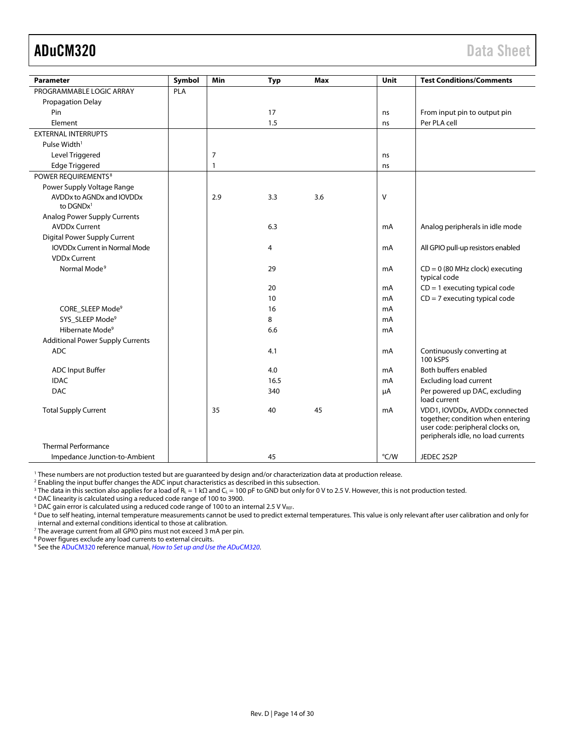| Parameter | Symbol | Min | Typ | Max | Unit | Test Conditions/Comments |
|---|---|---|---|---|---|---|
| PROGRAMMABLE LOGIC ARRAY | PLA | | | | | |
| Propagation Delay | | | | | | |
| Pin | | | 17 | | ns | From input pin to output pin |
| Element | | | 1.5 | | ns | Per PLA cell |
| EXTERNAL INTERRUPTS | | | | | | |
| Pulse Width[1] | | | | | | |
| Level Triggered | | 7 | | | ns | |
| Edge Triggered | | 1 | | | ns | |
| POWER REQUIREMENTS[8] | | | | | | |
| Power Supply Voltage Range | | | | | | |
| AVDDx to AGNDx and IOVDDx to DGNDx[1] | | 2.9 | 3.3 | 3.6 | V | |
| Analog Power Supply Currents | | | | | | |
| AVDDx Current | | | 6.3 | | mA | Analog peripherals in idle mode |
| Digital Power Supply Current | | | | | | |
| IOVDDx Current in Normal Mode | | | 4 | | mA | All GPIO pull-up resistors enabled |
| VDDx Current | | | | | | |
| Normal Mode[9] | | | 29 | | mA | CD = 0 (80 MHz clock) executing typical code |
| | | | 20 | | mA | CD = 1 executing typical code |
| | | | 10 | | mA | CD = 7 executing typical code |
| CORE_SLEEP Mode[9] | | | 16 | | mA | |
| SYS_SLEEP Mode[9] | | | 8 | | mA | |
| Hibernate Mode[9] | | | 6.6 | | mA | |
| Additional Power Supply Currents | | | | | | |
| ADC | | | 4.1 | | mA | Continuously converting at 100 kSPS |
| ADC Input Buffer | | | 4.0 | | mA | Both buffers enabled |
| IDAC | | | 16.5 | | mA | Excluding load current |
| DAC | | | 340 | | µA | Per powered up DAC, excluding load current |
| Total Supply Current | | 35 | 40 | 45 | mA | VDD1, IOVDDx, AVDDx connected together; condition when entering user code: peripheral clocks on, peripherals idle, no load currents |
| Thermal Performance | | | | | | |
| Impedance Junction-to-Ambient | | | 45 | | °C/W | JEDEC 2S2P |

[1] These numbers are not production tested but are guaranteed by design and/or characterization data at production release.
[2] Enabling the input buffer changes the ADC input characteristics as described in this subsection.
[3] The data in this section also applies for a load of $R_L$ = 1 kΩ and $C_L$ = 100 pF to GND but only for 0 V to 2.5 V. However, this is not production tested.
[4] DAC linearity is calculated using a reduced code range of 100 to 3900.
[5] DAC gain error is calculated using a reduced code range of 100 to an internal 2.5 V $V_{REF}$.
[6] Due to self heating, internal temperature measurements cannot be used to predict external temperatures. This value is only relevant after user calibration and only for internal and external conditions identical to those at calibration.
[7] The average current from all GPIO pins must not exceed 3 mA per pin.
[8] Power figures exclude any load currents to external circuits.
[9] See the ADuCM320 reference manual, *How to Set up and Use the ADuCM320*.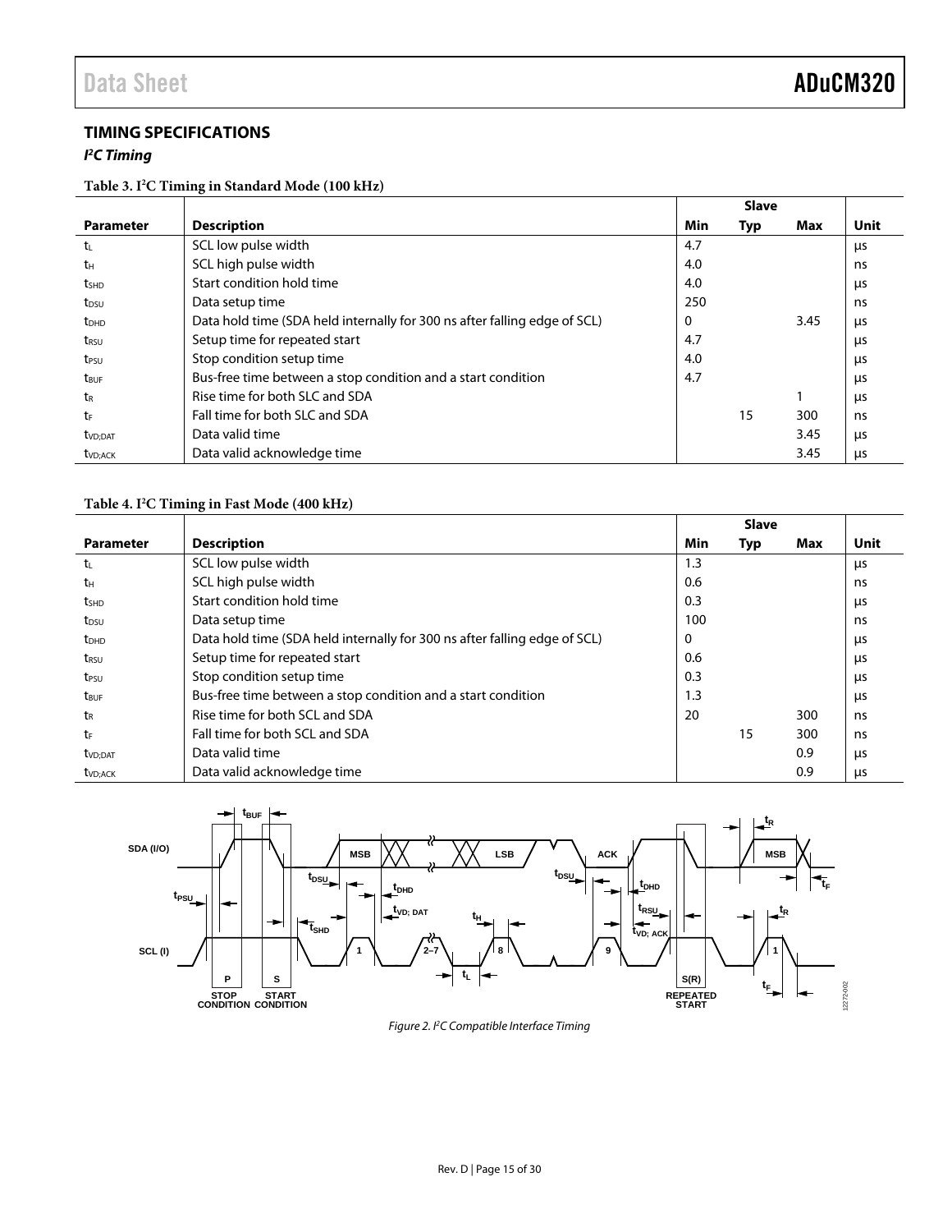## TIMING SPECIFICATIONS

### I²C Timing

**Table 3. I²C Timing in Standard Mode (100 kHz)**

| | | Slave | | | |
|---|---|---|---|---|---|
| **Parameter** | **Description** | **Min** | **Typ** | **Max** | **Unit** |
| $t_L$ | SCL low pulse width | 4.7 | | | μs |
| $t_H$ | SCL high pulse width | 4.0 | | | ns |
| $t_{SHD}$ | Start condition hold time | 4.0 | | | μs |
| $t_{DSU}$ | Data setup time | 250 | | | ns |
| $t_{DHD}$ | Data hold time (SDA held internally for 300 ns after falling edge of SCL) | 0 | | 3.45 | μs |
| $t_{RSU}$ | Setup time for repeated start | 4.7 | | | μs |
| $t_{PSU}$ | Stop condition setup time | 4.0 | | | μs |
| $t_{BUF}$ | Bus-free time between a stop condition and a start condition | 4.7 | | | μs |
| $t_R$ | Rise time for both SLC and SDA | | | 1 | μs |
| $t_F$ | Fall time for both SLC and SDA | | 15 | 300 | ns |
| $t_{VD;DAT}$ | Data valid time | | | 3.45 | μs |
| $t_{VD;ACK}$ | Data valid acknowledge time | | | 3.45 | μs |

**Table 4. I²C Timing in Fast Mode (400 kHz)**

| | | Slave | | | |
|---|---|---|---|---|---|
| **Parameter** | **Description** | **Min** | **Typ** | **Max** | **Unit** |
| $t_L$ | SCL low pulse width | 1.3 | | | μs |
| $t_H$ | SCL high pulse width | 0.6 | | | ns |
| $t_{SHD}$ | Start condition hold time | 0.3 | | | μs |
| $t_{DSU}$ | Data setup time | 100 | | | ns |
| $t_{DHD}$ | Data hold time (SDA held internally for 300 ns after falling edge of SCL) | 0 | | | μs |
| $t_{RSU}$ | Setup time for repeated start | 0.6 | | | μs |
| $t_{PSU}$ | Stop condition setup time | 0.3 | | | μs |
| $t_{BUF}$ | Bus-free time between a stop condition and a start condition | 1.3 | | | μs |
| $t_R$ | Rise time for both SCL and SDA | 20 | | 300 | ns |
| $t_F$ | Fall time for both SCL and SDA | | 15 | 300 | ns |
| $t_{VD;DAT}$ | Data valid time | | | 0.9 | μs |
| $t_{VD;ACK}$ | Data valid acknowledge time | | | 0.9 | μs |

*Figure 2. I²C Compatible Interface Timing*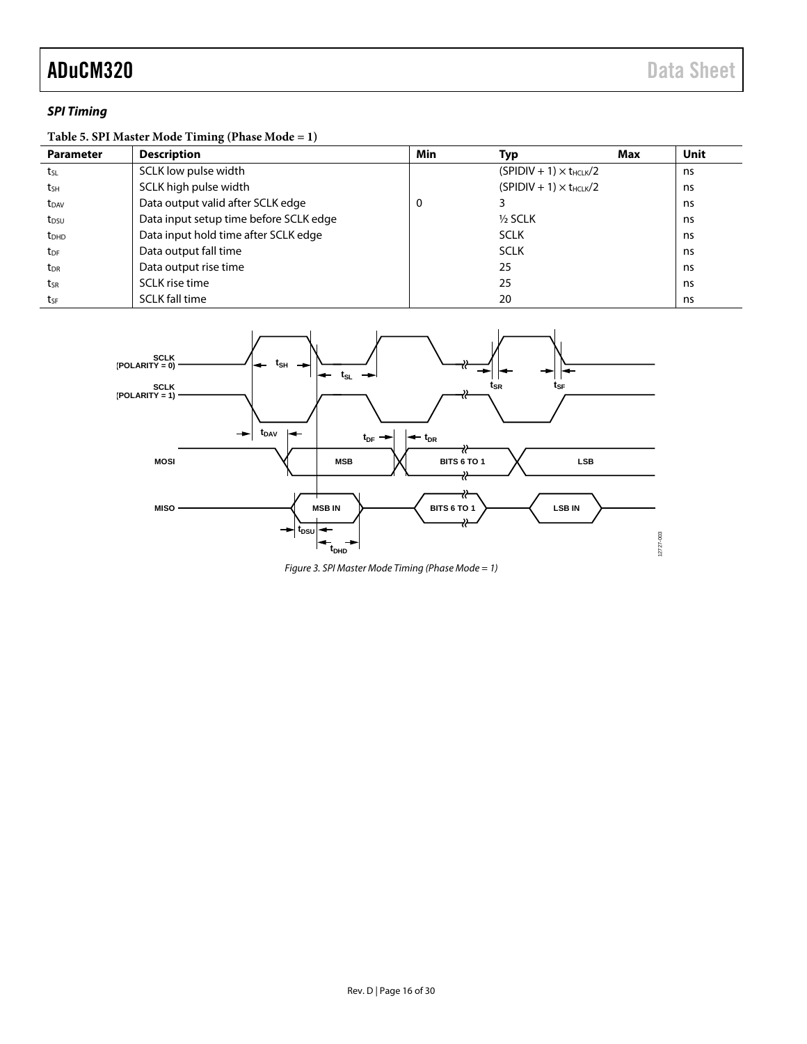### *SPI Timing*

**Table 5. SPI Master Mode Timing (Phase Mode = 1)**

| Parameter | Description | Min | Typ | Max | Unit |
|---|---|---|---|---|---|
| $t_{SL}$ | SCLK low pulse width | | (SPIDIV + 1) × $t_{HCLK}$/2 | | ns |
| $t_{SH}$ | SCLK high pulse width | | (SPIDIV + 1) × $t_{HCLK}$/2 | | ns |
| $t_{DAV}$ | Data output valid after SCLK edge | 0 | 3 | | ns |
| $t_{DSU}$ | Data input setup time before SCLK edge | | ½ SCLK | | ns |
| $t_{DHD}$ | Data input hold time after SCLK edge | | SCLK | | ns |
| $t_{DF}$ | Data output fall time | | SCLK | | ns |
| $t_{DR}$ | Data output rise time | | 25 | | ns |
| $t_{SR}$ | SCLK rise time | | 25 | | ns |
| $t_{SF}$ | SCLK fall time | | 20 | | ns |

*Figure 3. SPI Master Mode Timing (Phase Mode = 1)*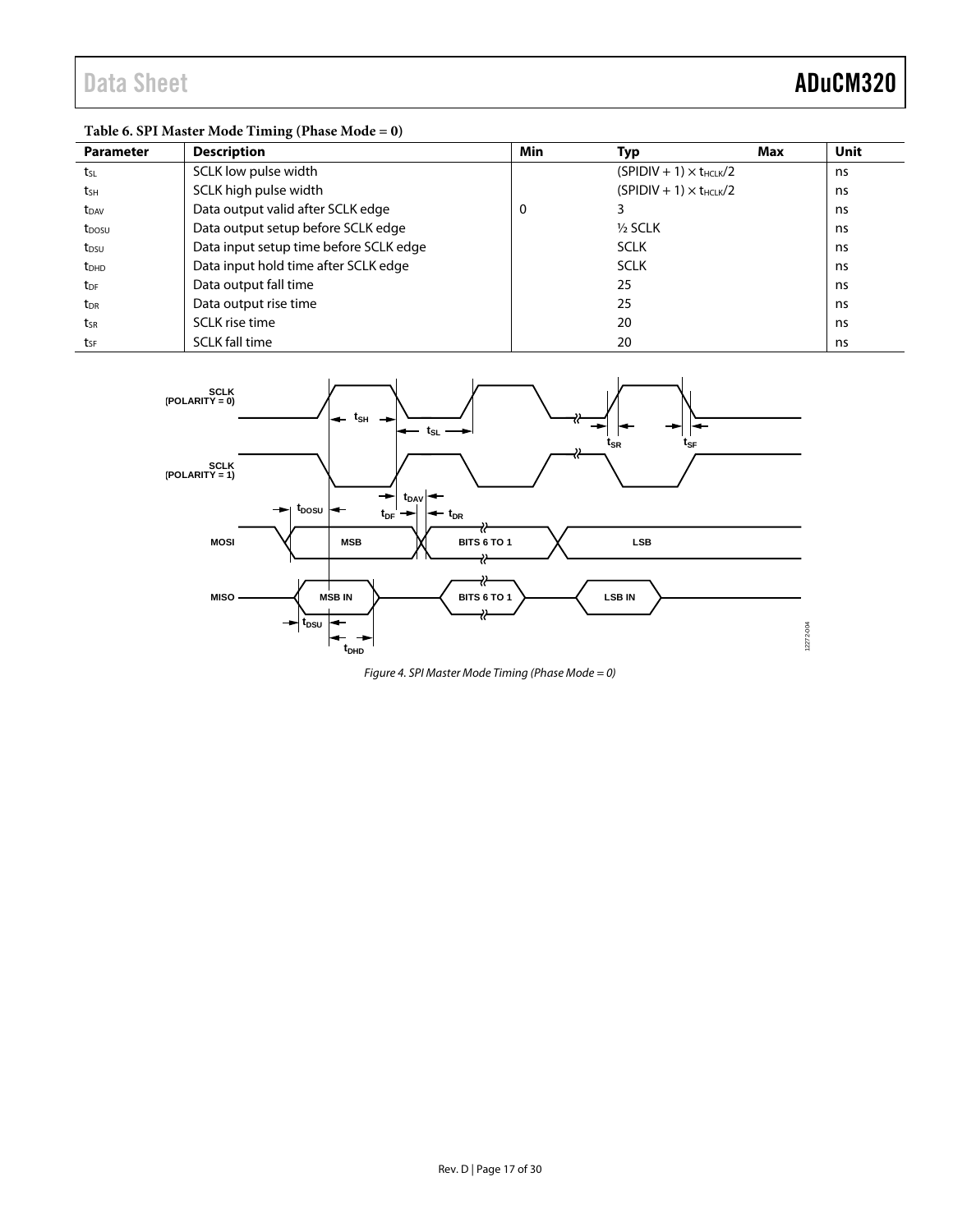**Table 6. SPI Master Mode Timing (Phase Mode = 0)**

| Parameter | Description | Min | Typ | Max | Unit |
|---|---|---|---|---|---|
| $t_{SL}$ | SCLK low pulse width | | $(SPIDIV + 1) \times t_{HCLK}/2$ | | ns |
| $t_{SH}$ | SCLK high pulse width | | $(SPIDIV + 1) \times t_{HCLK}/2$ | | ns |
| $t_{DAV}$ | Data output valid after SCLK edge | 0 | 3 | | ns |
| $t_{DOSU}$ | Data output setup before SCLK edge | | ½ SCLK | | ns |
| $t_{DSU}$ | Data input setup time before SCLK edge | | SCLK | | ns |
| $t_{DHD}$ | Data input hold time after SCLK edge | | SCLK | | ns |
| $t_{DF}$ | Data output fall time | | 25 | | ns |
| $t_{DR}$ | Data output rise time | | 25 | | ns |
| $t_{SR}$ | SCLK rise time | | 20 | | ns |
| $t_{SF}$ | SCLK fall time | | 20 | | ns |

*Figure 4. SPI Master Mode Timing (Phase Mode = 0)*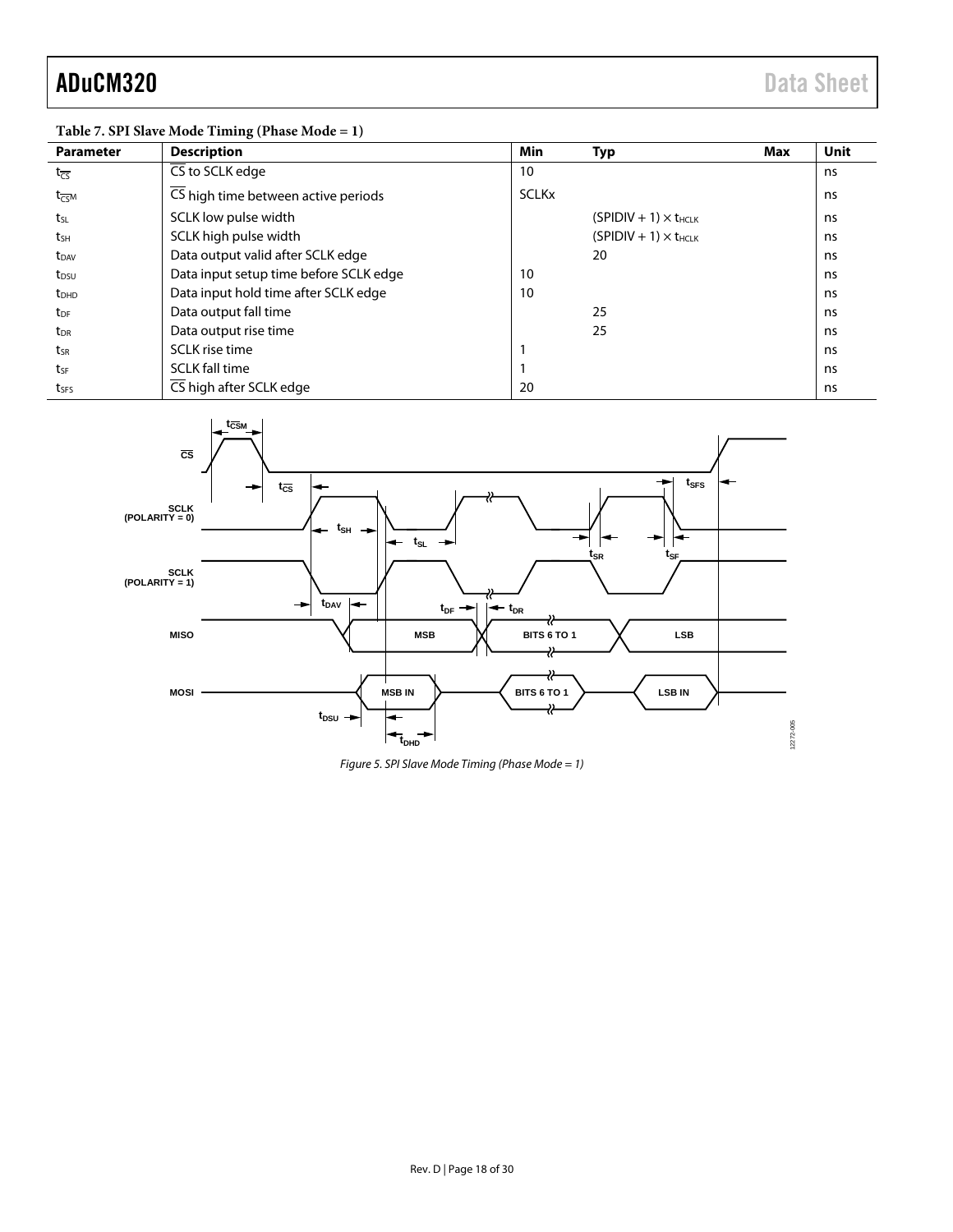**Table 7. SPI Slave Mode Timing (Phase Mode = 1)**

| Parameter | Description | Min | Typ | Max | Unit |
|---|---|---|---|---|---|
| $t_{\overline{CS}}$ | $\overline{CS}$ to SCLK edge | 10 | | | ns |
| $t_{\overline{CS}M}$ | $\overline{CS}$ high time between active periods | SCLKx | | | ns |
| $t_{SL}$ | SCLK low pulse width | | $(SPIDIV + 1) \times t_{HCLK}$ | | ns |
| $t_{SH}$ | SCLK high pulse width | | $(SPIDIV + 1) \times t_{HCLK}$ | | ns |
| $t_{DAV}$ | Data output valid after SCLK edge | | 20 | | ns |
| $t_{DSU}$ | Data input setup time before SCLK edge | 10 | | | ns |
| $t_{DHD}$ | Data input hold time after SCLK edge | 10 | | | ns |
| $t_{DF}$ | Data output fall time | | 25 | | ns |
| $t_{DR}$ | Data output rise time | | 25 | | ns |
| $t_{SR}$ | SCLK rise time | 1 | | | ns |
| $t_{SF}$ | SCLK fall time | 1 | | | ns |
| $t_{SFS}$ | $\overline{CS}$ high after SCLK edge | 20 | | | ns |

*Figure 5. SPI Slave Mode Timing (Phase Mode = 1)*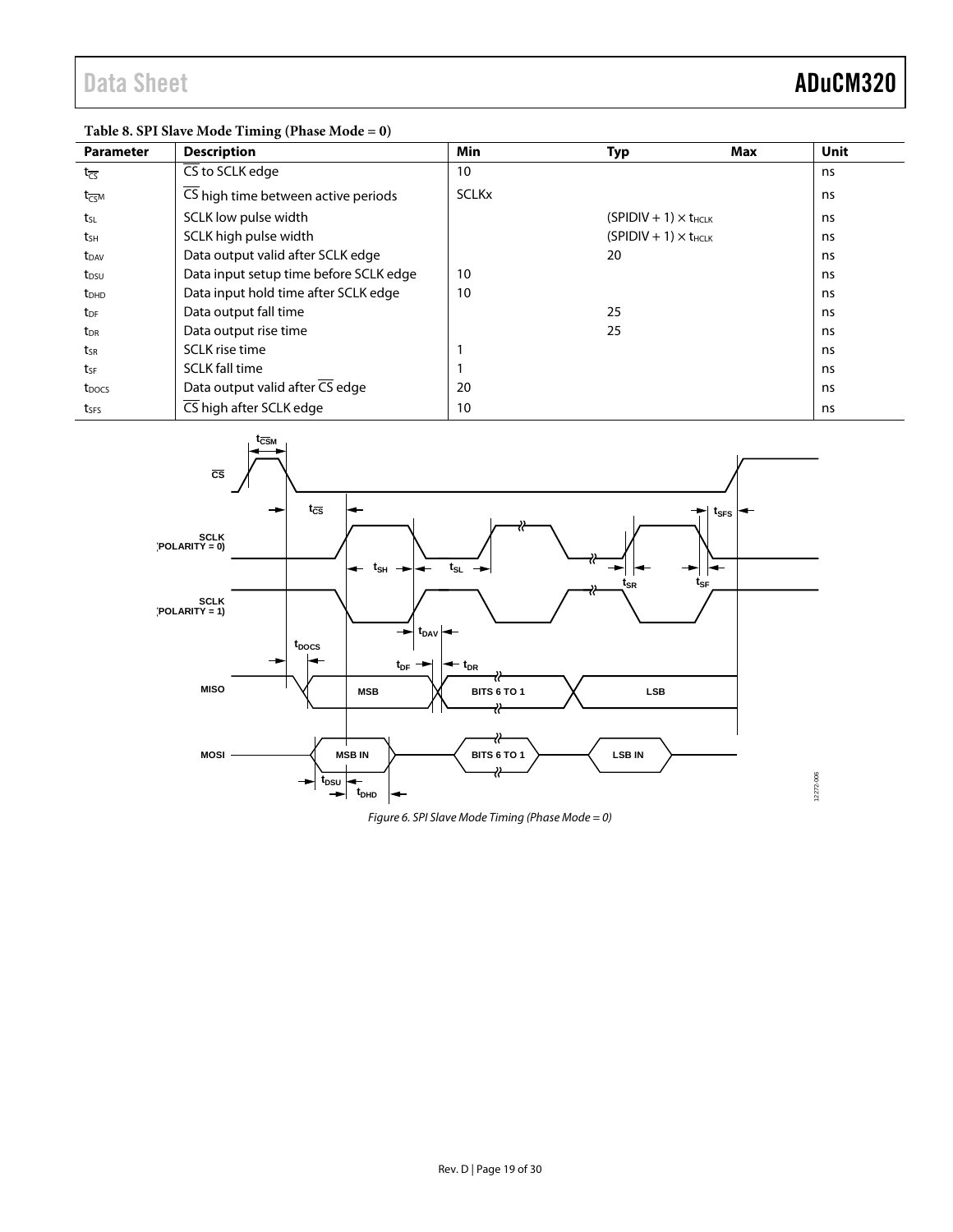**Table 8. SPI Slave Mode Timing (Phase Mode = 0)**

| Parameter | Description | Min | Typ | Max | Unit |
|---|---|---|---|---|---|
| $t_{\overline{CS}}$ | $\overline{CS}$ to SCLK edge | 10 | | | ns |
| $t_{\overline{CS}M}$ | $\overline{CS}$ high time between active periods | SCLKx | | | ns |
| $t_{SL}$ | SCLK low pulse width | | $(SPIDIV + 1) \times t_{HCLK}$ | | ns |
| $t_{SH}$ | SCLK high pulse width | | $(SPIDIV + 1) \times t_{HCLK}$ | | ns |
| $t_{DAV}$ | Data output valid after SCLK edge | | 20 | | ns |
| $t_{DSU}$ | Data input setup time before SCLK edge | 10 | | | ns |
| $t_{DHD}$ | Data input hold time after SCLK edge | 10 | | | ns |
| $t_{DF}$ | Data output fall time | | 25 | | ns |
| $t_{DR}$ | Data output rise time | | 25 | | ns |
| $t_{SR}$ | SCLK rise time | 1 | | | ns |
| $t_{SF}$ | SCLK fall time | 1 | | | ns |
| $t_{DOCS}$ | Data output valid after $\overline{CS}$ edge | 20 | | | ns |
| $t_{SFS}$ | $\overline{CS}$ high after SCLK edge | 10 | | | ns |

*Figure 6. SPI Slave Mode Timing (Phase Mode = 0)*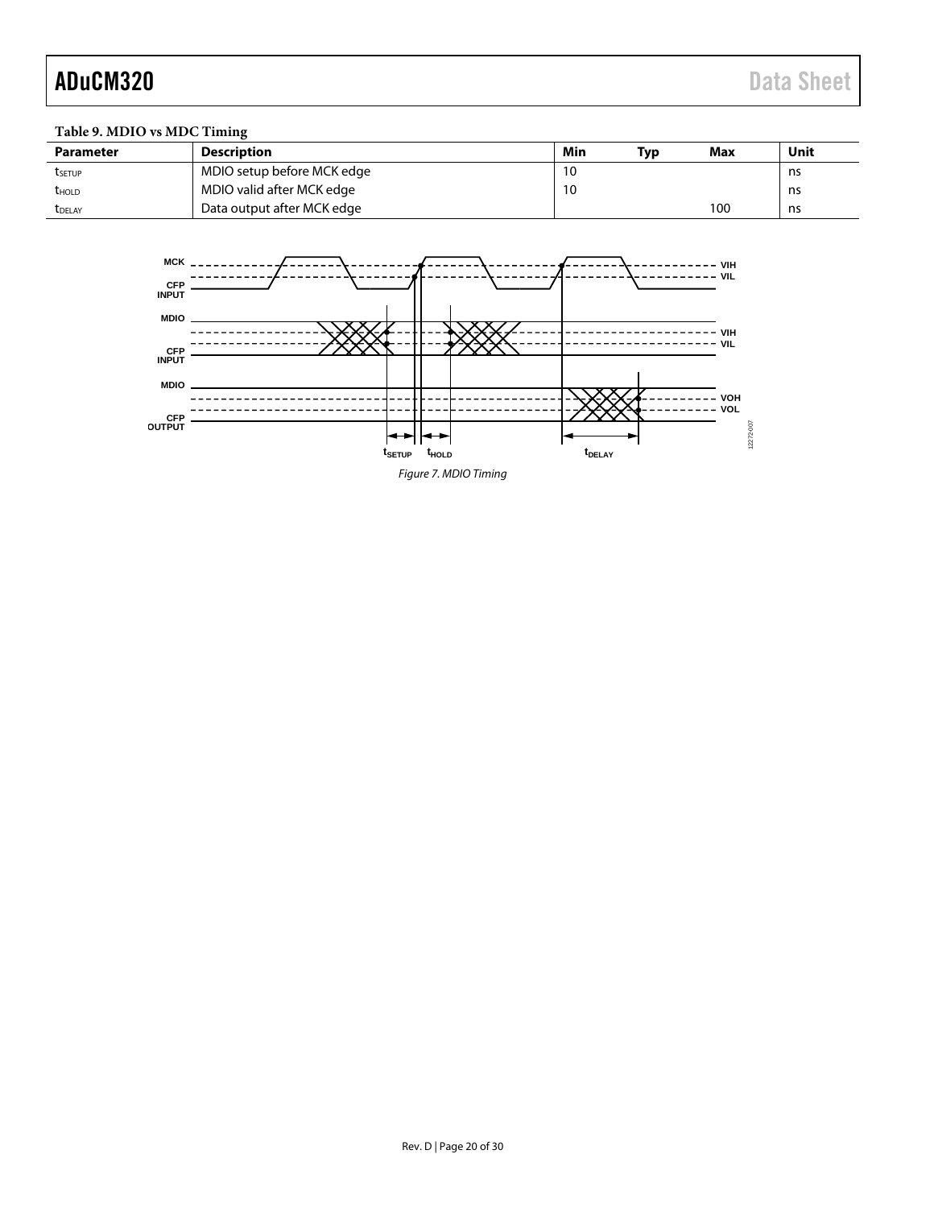**Table 9. MDIO vs MDC Timing**

| Parameter | Description | Min | Typ | Max | Unit |
|---|---|---|---|---|---|
| $t_{SETUP}$ | MDIO setup before MCK edge | 10 | | | ns |
| $t_{HOLD}$ | MDIO valid after MCK edge | 10 | | | ns |
| $t_{DELAY}$ | Data output after MCK edge | | | 100 | ns |

*Figure 7. MDIO Timing*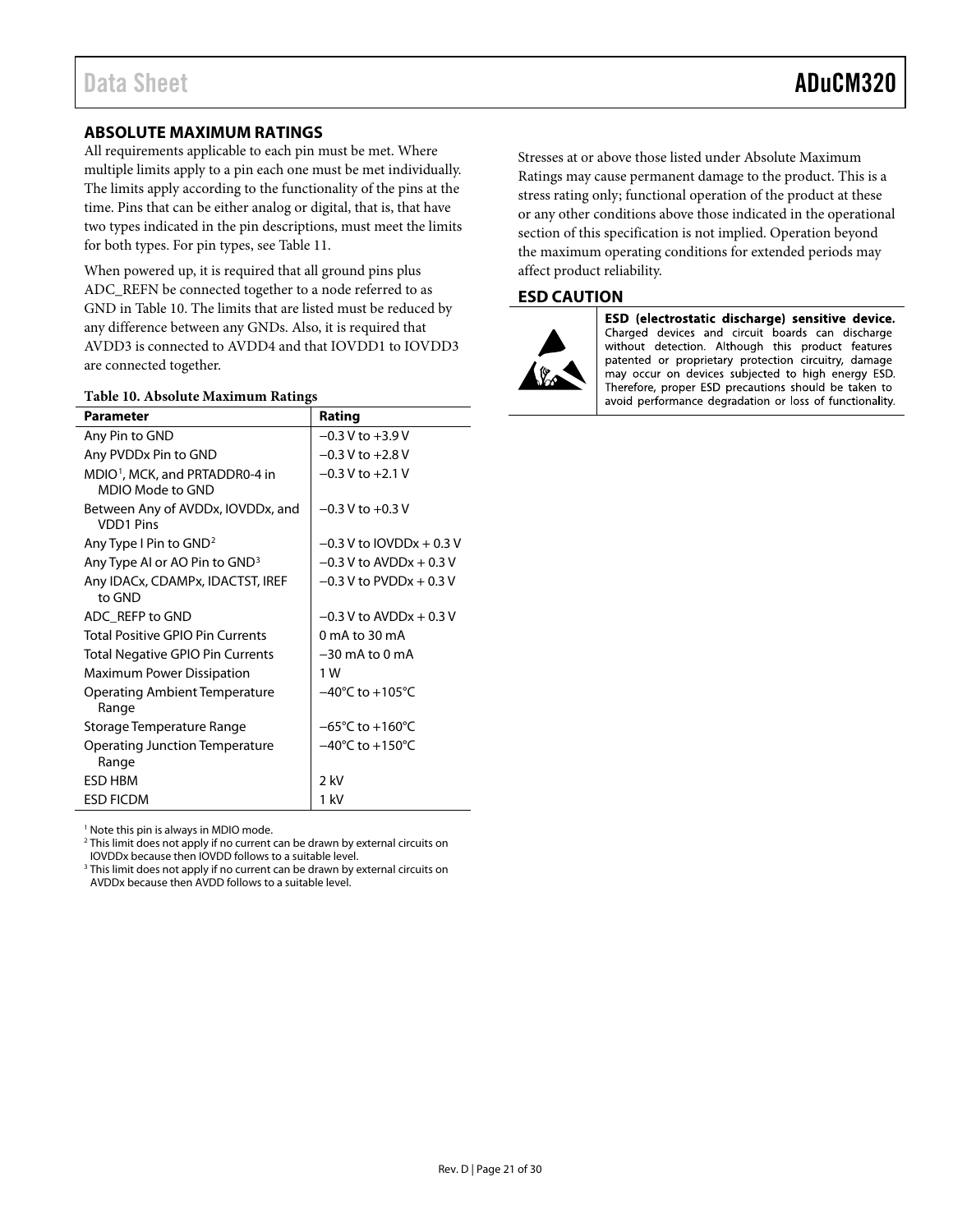## ABSOLUTE MAXIMUM RATINGS

All requirements applicable to each pin must be met. Where multiple limits apply to a pin each one must be met individually. The limits apply according to the functionality of the pins at the time. Pins that can be either analog or digital, that is, that have two types indicated in the pin descriptions, must meet the limits for both types. For pin types, see Table 11.

When powered up, it is required that all ground pins plus ADC_REFN be connected together to a node referred to as GND in Table 10. The limits that are listed must be reduced by any difference between any GNDs. Also, it is required that AVDD3 is connected to AVDD4 and that IOVDD1 to IOVDD3 are connected together.

**Table 10. Absolute Maximum Ratings**

| Parameter | Rating |
|---|---|
| Any Pin to GND | −0.3 V to +3.9 V |
| Any PVDDx Pin to GND | −0.3 V to +2.8 V |
| MDIO[1], MCK, and PRTADDR0-4 in MDIO Mode to GND | −0.3 V to +2.1 V |
| Between Any of AVDDx, IOVDDx, and VDD1 Pins | −0.3 V to +0.3 V |
| Any Type I Pin to GND[2] | −0.3 V to IOVDDx + 0.3 V |
| Any Type AI or AO Pin to GND[3] | −0.3 V to AVDDx + 0.3 V |
| Any IDACx, CDAMPx, IDACTST, IREF to GND | −0.3 V to PVDDx + 0.3 V |
| ADC_REFP to GND | −0.3 V to AVDDx + 0.3 V |
| Total Positive GPIO Pin Currents | 0 mA to 30 mA |
| Total Negative GPIO Pin Currents | −30 mA to 0 mA |
| Maximum Power Dissipation | 1 W |
| Operating Ambient Temperature Range | −40°C to +105°C |
| Storage Temperature Range | −65°C to +160°C |
| Operating Junction Temperature Range | −40°C to +150°C |
| ESD HBM | 2 kV |
| ESD FICDM | 1 kV |

[1] Note this pin is always in MDIO mode.
[2] This limit does not apply if no current can be drawn by external circuits on IOVDDx because then IOVDD follows to a suitable level.
[3] This limit does not apply if no current can be drawn by external circuits on AVDDx because then AVDD follows to a suitable level.

Stresses at or above those listed under Absolute Maximum Ratings may cause permanent damage to the product. This is a stress rating only; functional operation of the product at these or any other conditions above those indicated in the operational section of this specification is not implied. Operation beyond the maximum operating conditions for extended periods may affect product reliability.

## ESD CAUTION

**ESD (electrostatic discharge) sensitive device.** Charged devices and circuit boards can discharge without detection. Although this product features patented or proprietary protection circuitry, damage may occur on devices subjected to high energy ESD. Therefore, proper ESD precautions should be taken to avoid performance degradation or loss of functionality.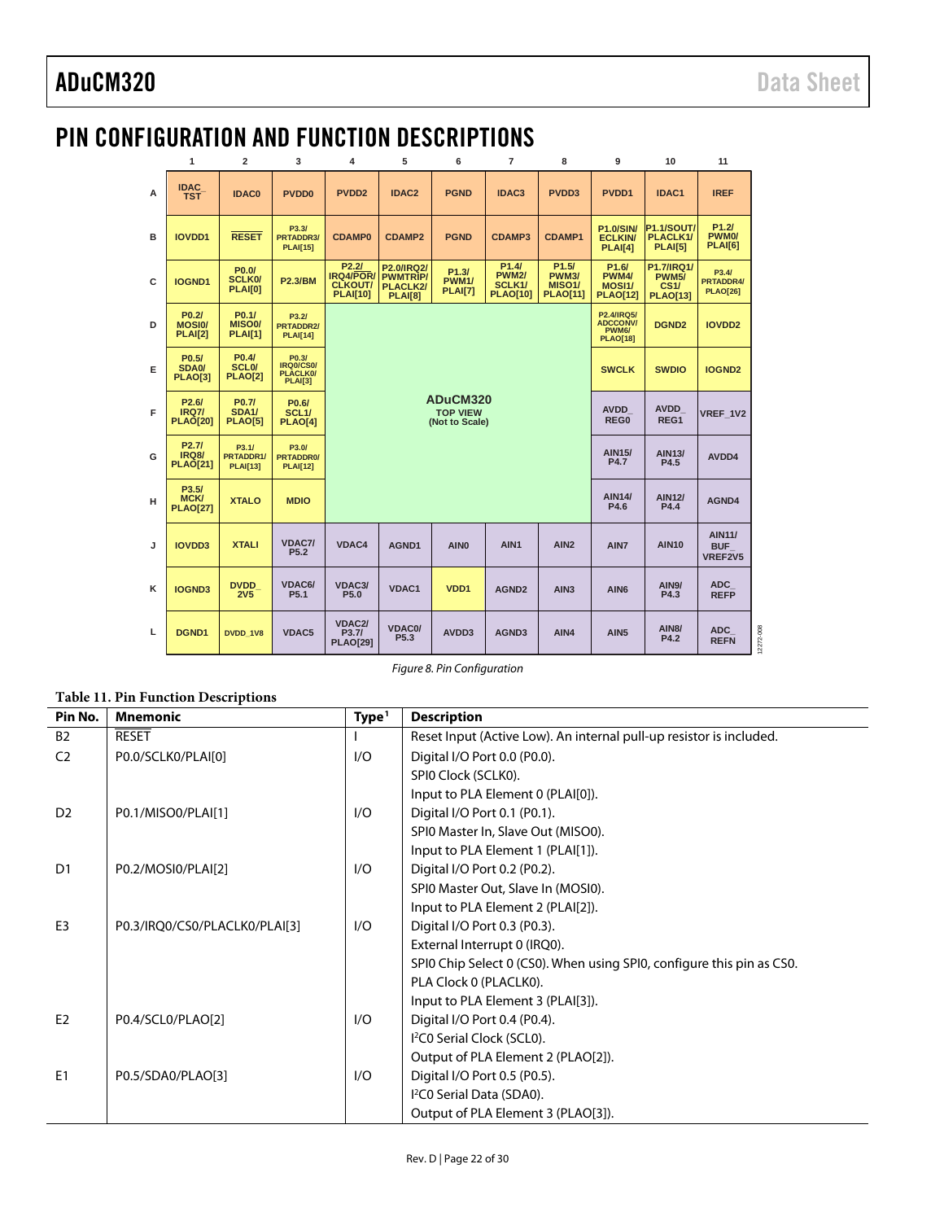# PIN CONFIGURATION AND FUNCTION DESCRIPTIONS

| | 1 | 2 | 3 | 4 | 5 | 6 | 7 | 8 | 9 | 10 | 11 |
|---|---|---|---|---|---|---|---|---|---|---|---|
| A | IDAC_TST | IDAC0 | PVDD0 | PVDD2 | IDAC2 | PGND | IDAC3 | PVDD3 | PVDD1 | IDAC1 | IREF |
| B | IOVDD1 | RESET | P3.3/PRTADDR3/PLAI[15] | CDAMP0 | CDAMP2 | PGND | CDAMP3 | CDAMP1 | P1.0/SIN/ECLKIN/PLAI[4] | P1.1/SOUT/PLACLK1/PLAI[5] | P1.2/PWM0/PLAI[6] |
| C | IOGND1 | P0.0/SCLK0/PLAI[0] | P2.3/BM | P2.2/IRQ4/POR/CLKOUT/PLAI[10] | P2.0/IRQ2/PWMTRIP/PLACLK2/PLAI[8] | P1.3/PWM1/PLAI[7] | P1.4/PWM2/SCLK1/PLAO[10] | P1.5/PWM3/MISO1/PLAO[11] | P1.6/PWM4/MOSI1/PLAO[12] | P1.7/IRQ1/PWM5/CS1/PLAO[13] | P3.4/PRTADDR4/PLAO[26] |
| D | P0.2/MOSI0/PLAI[2] | P0.1/MISO0/PLAI[1] | P3.2/PRTADDR2/PLAI[14] | | | | | | P2.4/IRQ5/ADCCONV/PWM6/PLAO[18] | DGND2 | IOVDD2 |
| E | P0.5/SDA0/PLAO[3] | P0.4/SCL0/PLAO[2] | P0.3/IRQ0/CS0/PLACLK0/PLAI[3] | | | | | | SWCLK | SWDIO | IOGND2 |
| F | P2.6/IRQ7/PLAO[20] | P0.7/SDA1/PLAO[5] | P0.6/SCL1/PLAO[4] | | | ADuCM320 TOP VIEW (Not to Scale) | | | AVDD_REG0 | AVDD_REG1 | VREF_1V2 |
| G | P2.7/IRQ8/PLAO[21] | P3.1/PRTADDR1/PLAI[13] | P3.0/PRTADDR0/PLAI[12] | | | | | | AIN15/P4.7 | AIN13/P4.5 | AVDD4 |
| H | P3.5/MCK/PLAO[27] | XTALO | MDIO | | | | | | AIN14/P4.6 | AIN12/P4.4 | AGND4 |
| J | IOVDD3 | XTALI | VDAC7/P5.2 | VDAC4 | AGND1 | AIN0 | AIN1 | AIN2 | AIN7 | AIN10 | AIN11/BUF_VREF2V5 |
| K | IOGND3 | DVDD_2V5 | VDAC6/P5.1 | VDAC3/P5.0 | VDAC1 | VDD1 | AGND2 | AIN3 | AIN6 | AIN9/P4.3 | ADC_REFP |
| L | DGND1 | DVDD_1V8 | VDAC5 | VDAC2/P3.7/PLAO[29] | VDAC0/P5.3 | AVDD3 | AGND3 | AIN4 | AIN5 | AIN8/P4.2 | ADC_REFN |

*Figure 8. Pin Configuration*

**Table 11. Pin Function Descriptions**

| Pin No. | Mnemonic | Type[1] | Description |
|---|---|---|---|
| B2 | RESET | I | Reset Input (Active Low). An internal pull-up resistor is included. |
| C2 | P0.0/SCLK0/PLAI[0] | I/O | Digital I/O Port 0.0 (P0.0). |
| | | | SPI0 Clock (SCLK0). |
| | | | Input to PLA Element 0 (PLAI[0]). |
| D2 | P0.1/MISO0/PLAI[1] | I/O | Digital I/O Port 0.1 (P0.1). |
| | | | SPI0 Master In, Slave Out (MISO0). |
| | | | Input to PLA Element 1 (PLAI[1]). |
| D1 | P0.2/MOSI0/PLAI[2] | I/O | Digital I/O Port 0.2 (P0.2). |
| | | | SPI0 Master Out, Slave In (MOSI0). |
| | | | Input to PLA Element 2 (PLAI[2]). |
| E3 | P0.3/IRQ0/CS0/PLACLK0/PLAI[3] | I/O | Digital I/O Port 0.3 (P0.3). |
| | | | External Interrupt 0 (IRQ0). |
| | | | SPI0 Chip Select 0 (CS0). When using SPI0, configure this pin as CS0. |
| | | | PLA Clock 0 (PLACLK0). |
| | | | Input to PLA Element 3 (PLAI[3]). |
| E2 | P0.4/SCL0/PLAO[2] | I/O | Digital I/O Port 0.4 (P0.4). |
| | | | $I^2C0$ Serial Clock (SCL0). |
| | | | Output of PLA Element 2 (PLAO[2]). |
| E1 | P0.5/SDA0/PLAO[3] | I/O | Digital I/O Port 0.5 (P0.5). |
| | | | $I^2C0$ Serial Data (SDA0). |
| | | | Output of PLA Element 3 (PLAO[3]). |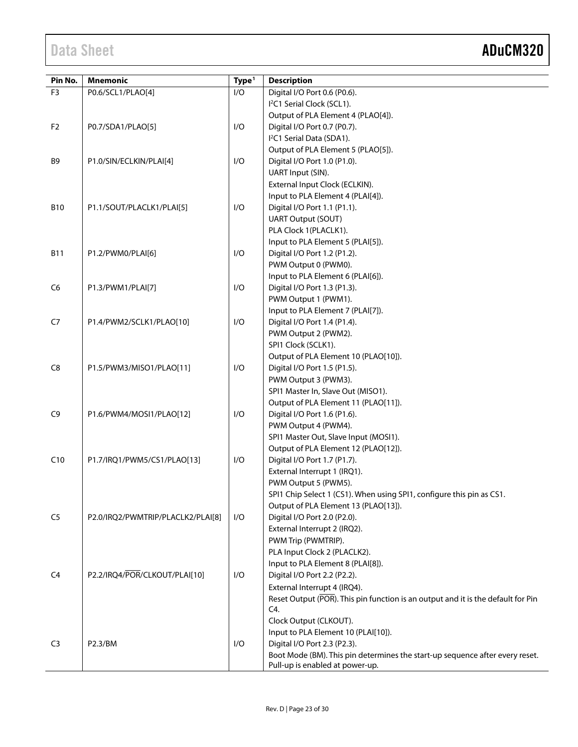| Pin No. | Mnemonic | Type[1] | Description |
|---|---|---|---|
| F3 | P0.6/SCL1/PLAO[4] | I/O | Digital I/O Port 0.6 (P0.6). I²C1 Serial Clock (SCL1). Output of PLA Element 4 (PLAO[4]). |
| F2 | P0.7/SDA1/PLAO[5] | I/O | Digital I/O Port 0.7 (P0.7). I²C1 Serial Data (SDA1). Output of PLA Element 5 (PLAO[5]). |
| B9 | P1.0/SIN/ECLKIN/PLAI[4] | I/O | Digital I/O Port 1.0 (P1.0). UART Input (SIN). External Input Clock (ECLKIN). Input to PLA Element 4 (PLAI[4]). |
| B10 | P1.1/SOUT/PLACLK1/PLAI[5] | I/O | Digital I/O Port 1.1 (P1.1). UART Output (SOUT) PLA Clock 1(PLACLK1). Input to PLA Element 5 (PLAI[5]). |
| B11 | P1.2/PWM0/PLAI[6] | I/O | Digital I/O Port 1.2 (P1.2). PWM Output 0 (PWM0). Input to PLA Element 6 (PLAI[6]). |
| C6 | P1.3/PWM1/PLAI[7] | I/O | Digital I/O Port 1.3 (P1.3). PWM Output 1 (PWM1). Input to PLA Element 7 (PLAI[7]). |
| C7 | P1.4/PWM2/SCLK1/PLAO[10] | I/O | Digital I/O Port 1.4 (P1.4). PWM Output 2 (PWM2). SPI1 Clock (SCLK1). Output of PLA Element 10 (PLAO[10]). |
| C8 | P1.5/PWM3/MISO1/PLAO[11] | I/O | Digital I/O Port 1.5 (P1.5). PWM Output 3 (PWM3). SPI1 Master In, Slave Out (MISO1). Output of PLA Element 11 (PLAO[11]). |
| C9 | P1.6/PWM4/MOSI1/PLAO[12] | I/O | Digital I/O Port 1.6 (P1.6). PWM Output 4 (PWM4). SPI1 Master Out, Slave Input (MOSI1). Output of PLA Element 12 (PLAO[12]). |
| C10 | P1.7/IRQ1/PWM5/CS1/PLAO[13] | I/O | Digital I/O Port 1.7 (P1.7). External Interrupt 1 (IRQ1). PWM Output 5 (PWM5). SPI1 Chip Select 1 (CS1). When using SPI1, configure this pin as CS1. Output of PLA Element 13 (PLAO[13]). |
| C5 | P2.0/IRQ2/PWMTRIP/PLACLK2/PLAI[8] | I/O | Digital I/O Port 2.0 (P2.0). External Interrupt 2 (IRQ2). PWM Trip (PWMTRIP). PLA Input Clock 2 (PLACLK2). Input to PLA Element 8 (PLAI[8]). |
| C4 | P2.2/IRQ4/$\overline{\text{POR}}$/CLKOUT/PLAI[10] | I/O | Digital I/O Port 2.2 (P2.2). External Interrupt 4 (IRQ4). Reset Output ($\overline{\text{POR}}$). This pin function is an output and it is the default for Pin C4. Clock Output (CLKOUT). Input to PLA Element 10 (PLAI[10]). |
| C3 | P2.3/BM | I/O | Digital I/O Port 2.3 (P2.3). Boot Mode (BM). This pin determines the start-up sequence after every reset. Pull-up is enabled at power-up. |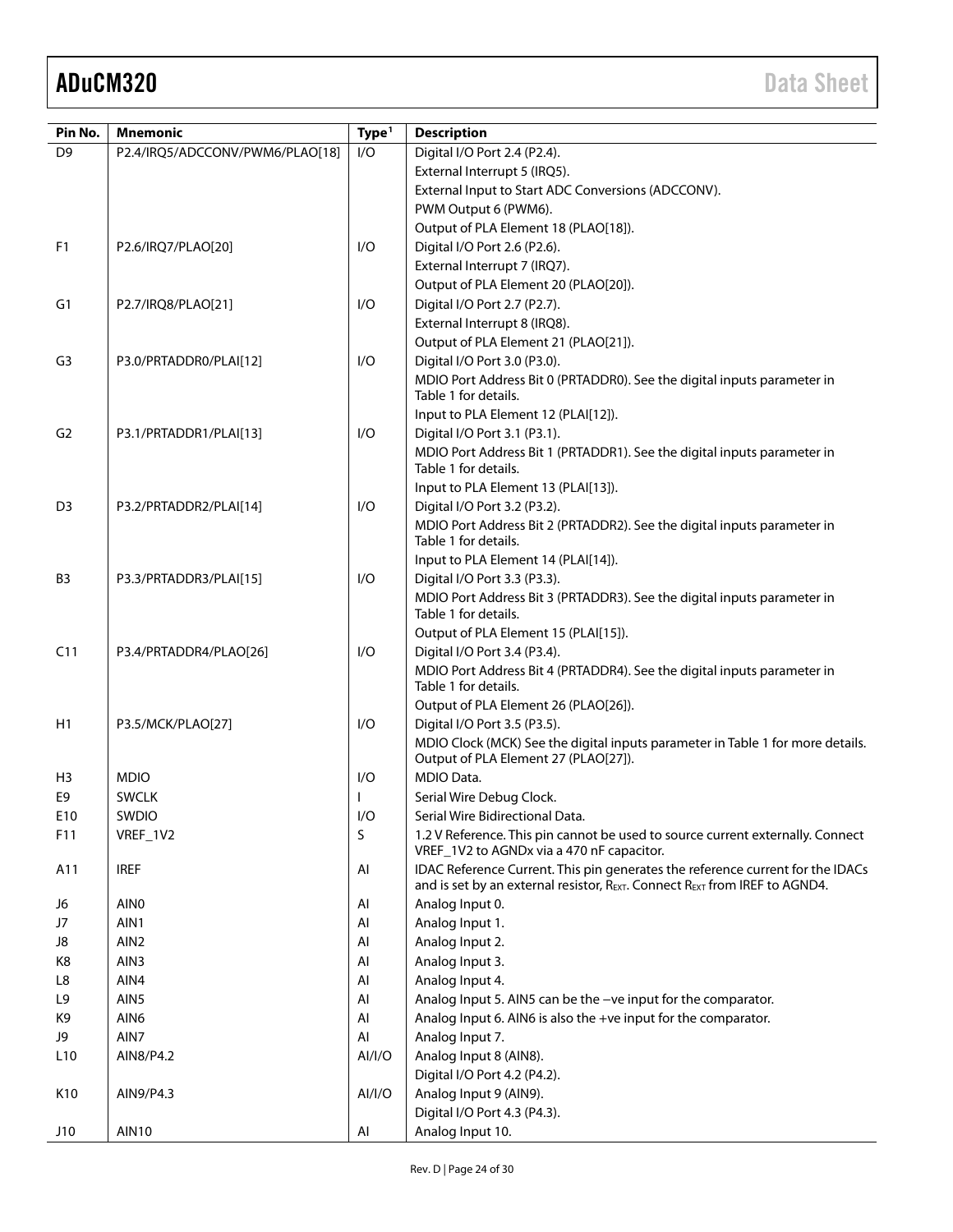| Pin No. | Mnemonic | Type[1] | Description |
|---|---|---|---|
| D9 | P2.4/IRQ5/ADCCONV/PWM6/PLAO[18] | I/O | Digital I/O Port 2.4 (P2.4). |
| | | | External Interrupt 5 (IRQ5). |
| | | | External Input to Start ADC Conversions (ADCCONV). |
| | | | PWM Output 6 (PWM6). |
| | | | Output of PLA Element 18 (PLAO[18]). |
| F1 | P2.6/IRQ7/PLAO[20] | I/O | Digital I/O Port 2.6 (P2.6). |
| | | | External Interrupt 7 (IRQ7). |
| | | | Output of PLA Element 20 (PLAO[20]). |
| G1 | P2.7/IRQ8/PLAO[21] | I/O | Digital I/O Port 2.7 (P2.7). |
| | | | External Interrupt 8 (IRQ8). |
| | | | Output of PLA Element 21 (PLAO[21]). |
| G3 | P3.0/PRTADDR0/PLAI[12] | I/O | Digital I/O Port 3.0 (P3.0). |
| | | | MDIO Port Address Bit 0 (PRTADDR0). See the digital inputs parameter in Table 1 for details. |
| | | | Input to PLA Element 12 (PLAI[12]). |
| G2 | P3.1/PRTADDR1/PLAI[13] | I/O | Digital I/O Port 3.1 (P3.1). |
| | | | MDIO Port Address Bit 1 (PRTADDR1). See the digital inputs parameter in Table 1 for details. |
| | | | Input to PLA Element 13 (PLAI[13]). |
| D3 | P3.2/PRTADDR2/PLAI[14] | I/O | Digital I/O Port 3.2 (P3.2). |
| | | | MDIO Port Address Bit 2 (PRTADDR2). See the digital inputs parameter in Table 1 for details. |
| | | | Input to PLA Element 14 (PLAI[14]). |
| B3 | P3.3/PRTADDR3/PLAI[15] | I/O | Digital I/O Port 3.3 (P3.3). |
| | | | MDIO Port Address Bit 3 (PRTADDR3). See the digital inputs parameter in Table 1 for details. |
| | | | Output of PLA Element 15 (PLAI[15]). |
| C11 | P3.4/PRTADDR4/PLAO[26] | I/O | Digital I/O Port 3.4 (P3.4). |
| | | | MDIO Port Address Bit 4 (PRTADDR4). See the digital inputs parameter in Table 1 for details. |
| | | | Output of PLA Element 26 (PLAO[26]). |
| H1 | P3.5/MCK/PLAO[27] | I/O | Digital I/O Port 3.5 (P3.5). |
| | | | MDIO Clock (MCK) See the digital inputs parameter in Table 1 for more details. Output of PLA Element 27 (PLAO[27]). |
| H3 | MDIO | I/O | MDIO Data. |
| E9 | SWCLK | I | Serial Wire Debug Clock. |
| E10 | SWDIO | I/O | Serial Wire Bidirectional Data. |
| F11 | VREF_1V2 | S | 1.2 V Reference. This pin cannot be used to source current externally. Connect VREF_1V2 to AGNDx via a 470 nF capacitor. |
| A11 | IREF | AI | IDAC Reference Current. This pin generates the reference current for the IDACs and is set by an external resistor, $R_{EXT}$. Connect $R_{EXT}$ from IREF to AGND4. |
| J6 | AIN0 | AI | Analog Input 0. |
| J7 | AIN1 | AI | Analog Input 1. |
| J8 | AIN2 | AI | Analog Input 2. |
| K8 | AIN3 | AI | Analog Input 3. |
| L8 | AIN4 | AI | Analog Input 4. |
| L9 | AIN5 | AI | Analog Input 5. AIN5 can be the −ve input for the comparator. |
| K9 | AIN6 | AI | Analog Input 6. AIN6 is also the +ve input for the comparator. |
| J9 | AIN7 | AI | Analog Input 7. |
| L10 | AIN8/P4.2 | AI/I/O | Analog Input 8 (AIN8). |
| | | | Digital I/O Port 4.2 (P4.2). |
| K10 | AIN9/P4.3 | AI/I/O | Analog Input 9 (AIN9). |
| | | | Digital I/O Port 4.3 (P4.3). |
| J10 | AIN10 | AI | Analog Input 10. |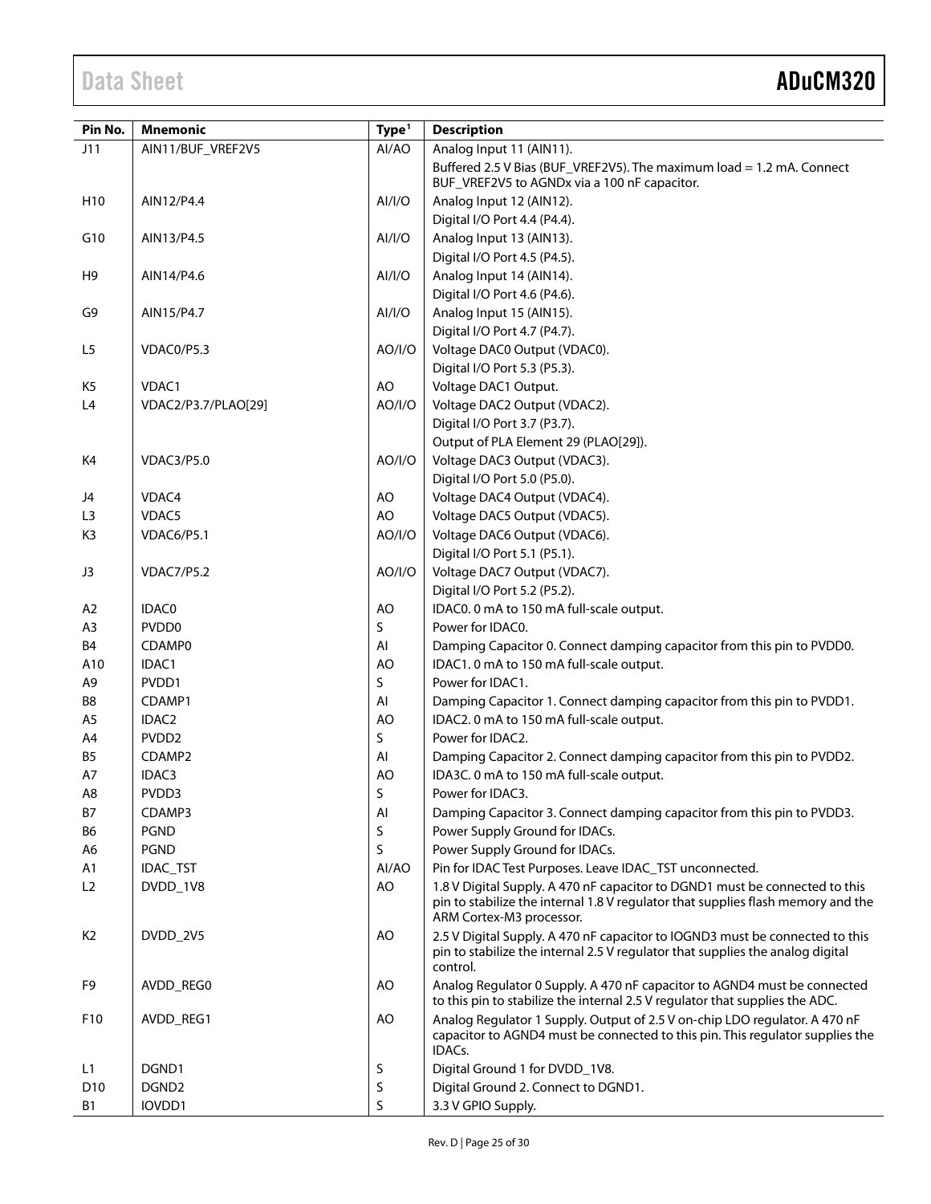| Pin No. | Mnemonic | Type[1] | Description |
|---|---|---|---|
| J11 | AIN11/BUF_VREF2V5 | AI/AO | Analog Input 11 (AIN11). |
| | | | Buffered 2.5 V Bias (BUF_VREF2V5). The maximum load = 1.2 mA. Connect BUF_VREF2V5 to AGNDx via a 100 nF capacitor. |
| H10 | AIN12/P4.4 | AI/I/O | Analog Input 12 (AIN12). |
| | | | Digital I/O Port 4.4 (P4.4). |
| G10 | AIN13/P4.5 | AI/I/O | Analog Input 13 (AIN13). |
| | | | Digital I/O Port 4.5 (P4.5). |
| H9 | AIN14/P4.6 | AI/I/O | Analog Input 14 (AIN14). |
| | | | Digital I/O Port 4.6 (P4.6). |
| G9 | AIN15/P4.7 | AI/I/O | Analog Input 15 (AIN15). |
| | | | Digital I/O Port 4.7 (P4.7). |
| L5 | VDAC0/P5.3 | AO/I/O | Voltage DAC0 Output (VDAC0). |
| | | | Digital I/O Port 5.3 (P5.3). |
| K5 | VDAC1 | AO | Voltage DAC1 Output. |
| L4 | VDAC2/P3.7/PLAO[29] | AO/I/O | Voltage DAC2 Output (VDAC2). |
| | | | Digital I/O Port 3.7 (P3.7). |
| | | | Output of PLA Element 29 (PLAO[29]). |
| K4 | VDAC3/P5.0 | AO/I/O | Voltage DAC3 Output (VDAC3). |
| | | | Digital I/O Port 5.0 (P5.0). |
| J4 | VDAC4 | AO | Voltage DAC4 Output (VDAC4). |
| L3 | VDAC5 | AO | Voltage DAC5 Output (VDAC5). |
| K3 | VDAC6/P5.1 | AO/I/O | Voltage DAC6 Output (VDAC6). |
| | | | Digital I/O Port 5.1 (P5.1). |
| J3 | VDAC7/P5.2 | AO/I/O | Voltage DAC7 Output (VDAC7). |
| | | | Digital I/O Port 5.2 (P5.2). |
| A2 | IDAC0 | AO | IDAC0. 0 mA to 150 mA full-scale output. |
| A3 | PVDD0 | S | Power for IDAC0. |
| B4 | CDAMP0 | AI | Damping Capacitor 0. Connect damping capacitor from this pin to PVDD0. |
| A10 | IDAC1 | AO | IDAC1. 0 mA to 150 mA full-scale output. |
| A9 | PVDD1 | S | Power for IDAC1. |
| B8 | CDAMP1 | AI | Damping Capacitor 1. Connect damping capacitor from this pin to PVDD1. |
| A5 | IDAC2 | AO | IDAC2. 0 mA to 150 mA full-scale output. |
| A4 | PVDD2 | S | Power for IDAC2. |
| B5 | CDAMP2 | AI | Damping Capacitor 2. Connect damping capacitor from this pin to PVDD2. |
| A7 | IDAC3 | AO | IDA3C. 0 mA to 150 mA full-scale output. |
| A8 | PVDD3 | S | Power for IDAC3. |
| B7 | CDAMP3 | AI | Damping Capacitor 3. Connect damping capacitor from this pin to PVDD3. |
| B6 | PGND | S | Power Supply Ground for IDACs. |
| A6 | PGND | S | Power Supply Ground for IDACs. |
| A1 | IDAC_TST | AI/AO | Pin for IDAC Test Purposes. Leave IDAC_TST unconnected. |
| L2 | DVDD_1V8 | AO | 1.8 V Digital Supply. A 470 nF capacitor to DGND1 must be connected to this pin to stabilize the internal 1.8 V regulator that supplies flash memory and the ARM Cortex-M3 processor. |
| K2 | DVDD_2V5 | AO | 2.5 V Digital Supply. A 470 nF capacitor to IOGND3 must be connected to this pin to stabilize the internal 2.5 V regulator that supplies the analog digital control. |
| F9 | AVDD_REG0 | AO | Analog Regulator 0 Supply. A 470 nF capacitor to AGND4 must be connected to this pin to stabilize the internal 2.5 V regulator that supplies the ADC. |
| F10 | AVDD_REG1 | AO | Analog Regulator 1 Supply. Output of 2.5 V on-chip LDO regulator. A 470 nF capacitor to AGND4 must be connected to this pin. This regulator supplies the IDACs. |
| L1 | DGND1 | S | Digital Ground 1 for DVDD_1V8. |
| D10 | DGND2 | S | Digital Ground 2. Connect to DGND1. |
| B1 | IOVDD1 | S | 3.3 V GPIO Supply. |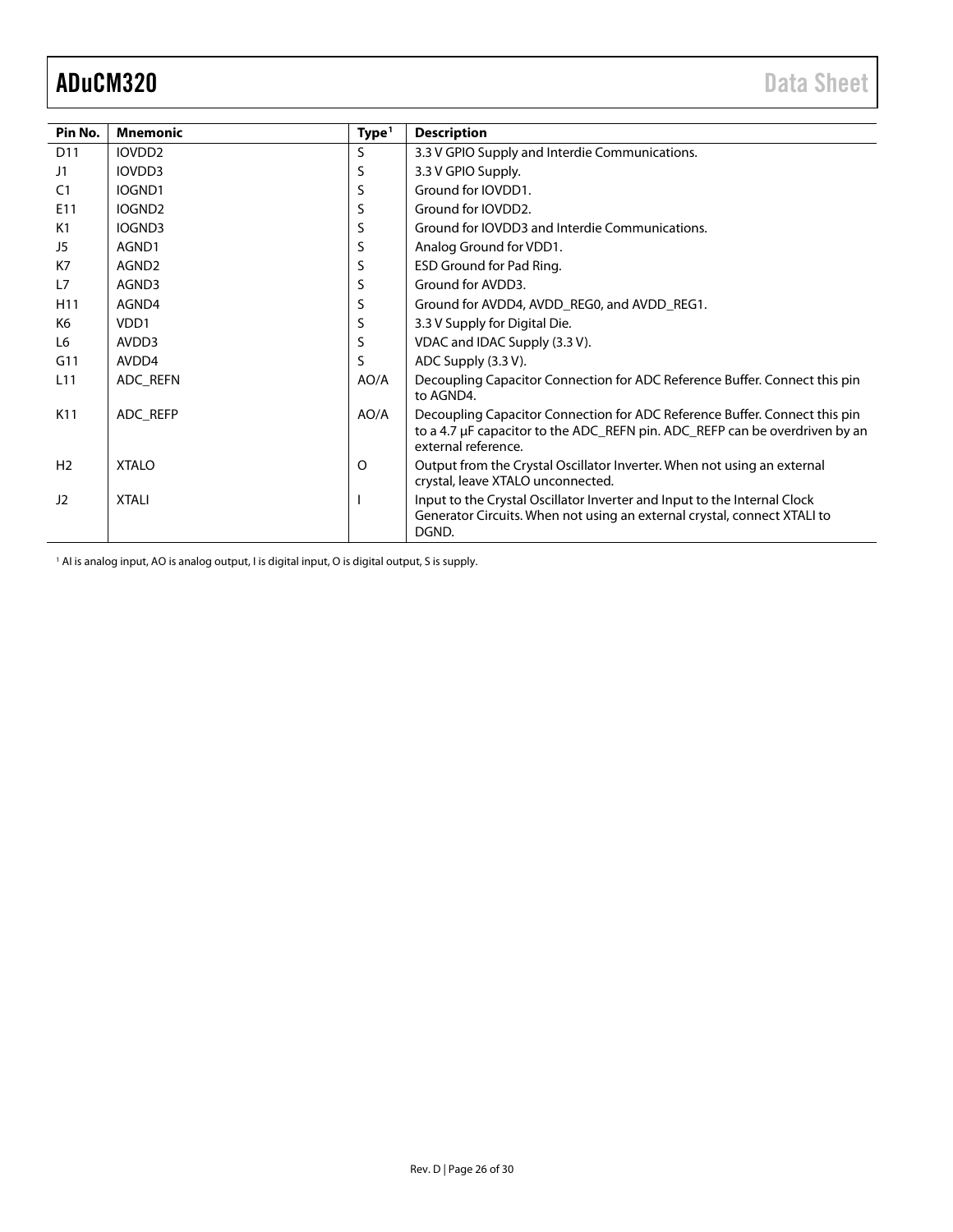| Pin No. | Mnemonic | Type[1] | Description |
|---|---|---|---|
| D11 | IOVDD2 | S | 3.3 V GPIO Supply and Interdie Communications. |
| J1 | IOVDD3 | S | 3.3 V GPIO Supply. |
| C1 | IOGND1 | S | Ground for IOVDD1. |
| E11 | IOGND2 | S | Ground for IOVDD2. |
| K1 | IOGND3 | S | Ground for IOVDD3 and Interdie Communications. |
| J5 | AGND1 | S | Analog Ground for VDD1. |
| K7 | AGND2 | S | ESD Ground for Pad Ring. |
| L7 | AGND3 | S | Ground for AVDD3. |
| H11 | AGND4 | S | Ground for AVDD4, AVDD_REG0, and AVDD_REG1. |
| K6 | VDD1 | S | 3.3 V Supply for Digital Die. |
| L6 | AVDD3 | S | VDAC and IDAC Supply (3.3 V). |
| G11 | AVDD4 | S | ADC Supply (3.3 V). |
| L11 | ADC_REFN | AO/A | Decoupling Capacitor Connection for ADC Reference Buffer. Connect this pin to AGND4. |
| K11 | ADC_REFP | AO/A | Decoupling Capacitor Connection for ADC Reference Buffer. Connect this pin to a 4.7 μF capacitor to the ADC_REFN pin. ADC_REFP can be overdriven by an external reference. |
| H2 | XTALO | O | Output from the Crystal Oscillator Inverter. When not using an external crystal, leave XTALO unconnected. |
| J2 | XTALI | I | Input to the Crystal Oscillator Inverter and Input to the Internal Clock Generator Circuits. When not using an external crystal, connect XTALI to DGND. |

[1] AI is analog input, AO is analog output, I is digital input, O is digital output, S is supply.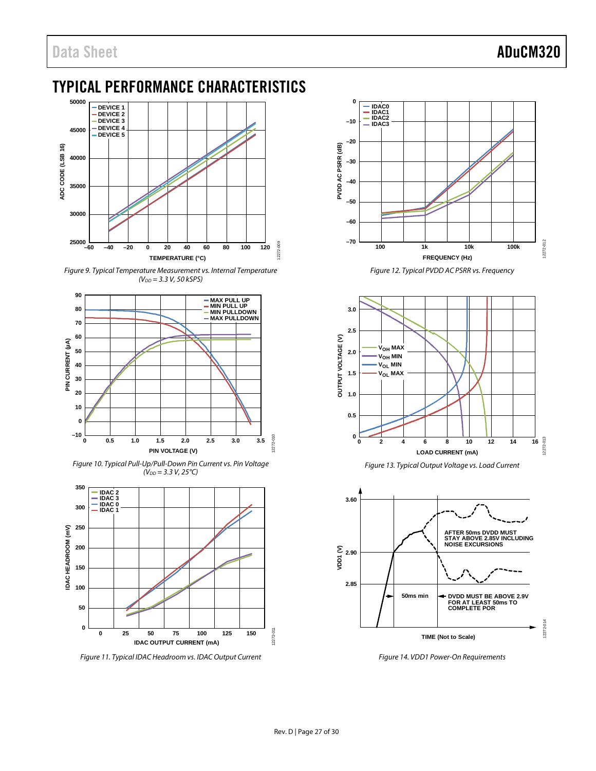# TYPICAL PERFORMANCE CHARACTERISTICS

*Figure 9. Typical Temperature Measurement vs. Internal Temperature ($V_{DD}$ = 3.3 V, 50 kSPS)*

*Figure 10. Typical Pull-Up/Pull-Down Pin Current vs. Pin Voltage ($V_{DD}$ = 3.3 V, 25°C)*

*Figure 11. Typical IDAC Headroom vs. IDAC Output Current*

*Figure 12. Typical PVDD AC PSRR vs. Frequency*

*Figure 13. Typical Output Voltage vs. Load Current*

*Figure 14. VDD1 Power-On Requirements*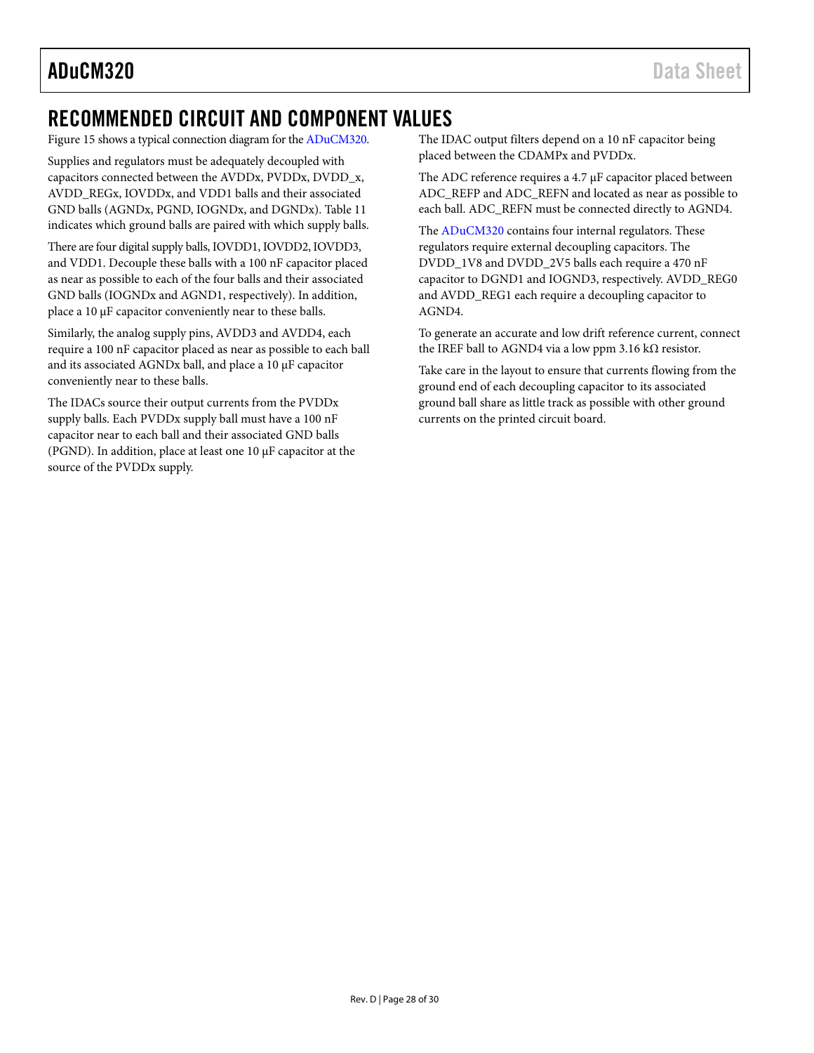## RECOMMENDED CIRCUIT AND COMPONENT VALUES

Figure 15 shows a typical connection diagram for the ADuCM320.

Supplies and regulators must be adequately decoupled with capacitors connected between the AVDDx, PVDDx, DVDD_x, AVDD_REGx, IOVDDx, and VDD1 balls and their associated GND balls (AGNDx, PGND, IOGNDx, and DGNDx). Table 11 indicates which ground balls are paired with which supply balls.

There are four digital supply balls, IOVDD1, IOVDD2, IOVDD3, and VDD1. Decouple these balls with a 100 nF capacitor placed as near as possible to each of the four balls and their associated GND balls (IOGNDx and AGND1, respectively). In addition, place a 10 μF capacitor conveniently near to these balls.

Similarly, the analog supply pins, AVDD3 and AVDD4, each require a 100 nF capacitor placed as near as possible to each ball and its associated AGNDx ball, and place a 10 μF capacitor conveniently near to these balls.

The IDACs source their output currents from the PVDDx supply balls. Each PVDDx supply ball must have a 100 nF capacitor near to each ball and their associated GND balls (PGND). In addition, place at least one 10 μF capacitor at the source of the PVDDx supply.

The IDAC output filters depend on a 10 nF capacitor being placed between the CDAMPx and PVDDx.

The ADC reference requires a 4.7 μF capacitor placed between ADC_REFP and ADC_REFN and located as near as possible to each ball. ADC_REFN must be connected directly to AGND4.

The ADuCM320 contains four internal regulators. These regulators require external decoupling capacitors. The DVDD_1V8 and DVDD_2V5 balls each require a 470 nF capacitor to DGND1 and IOGND3, respectively. AVDD_REG0 and AVDD_REG1 each require a decoupling capacitor to AGND4.

To generate an accurate and low drift reference current, connect the IREF ball to AGND4 via a low ppm 3.16 kΩ resistor.

Take care in the layout to ensure that currents flowing from the ground end of each decoupling capacitor to its associated ground ball share as little track as possible with other ground currents on the printed circuit board.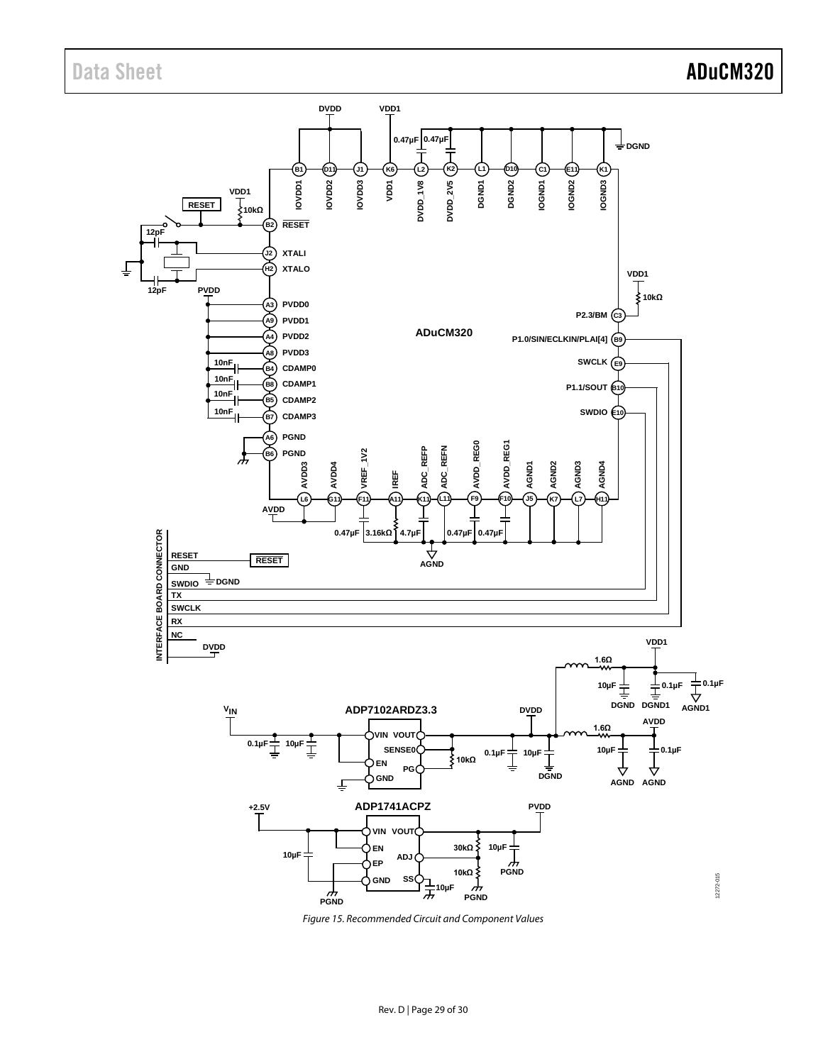Figure 15. Recommended Circuit and Component Values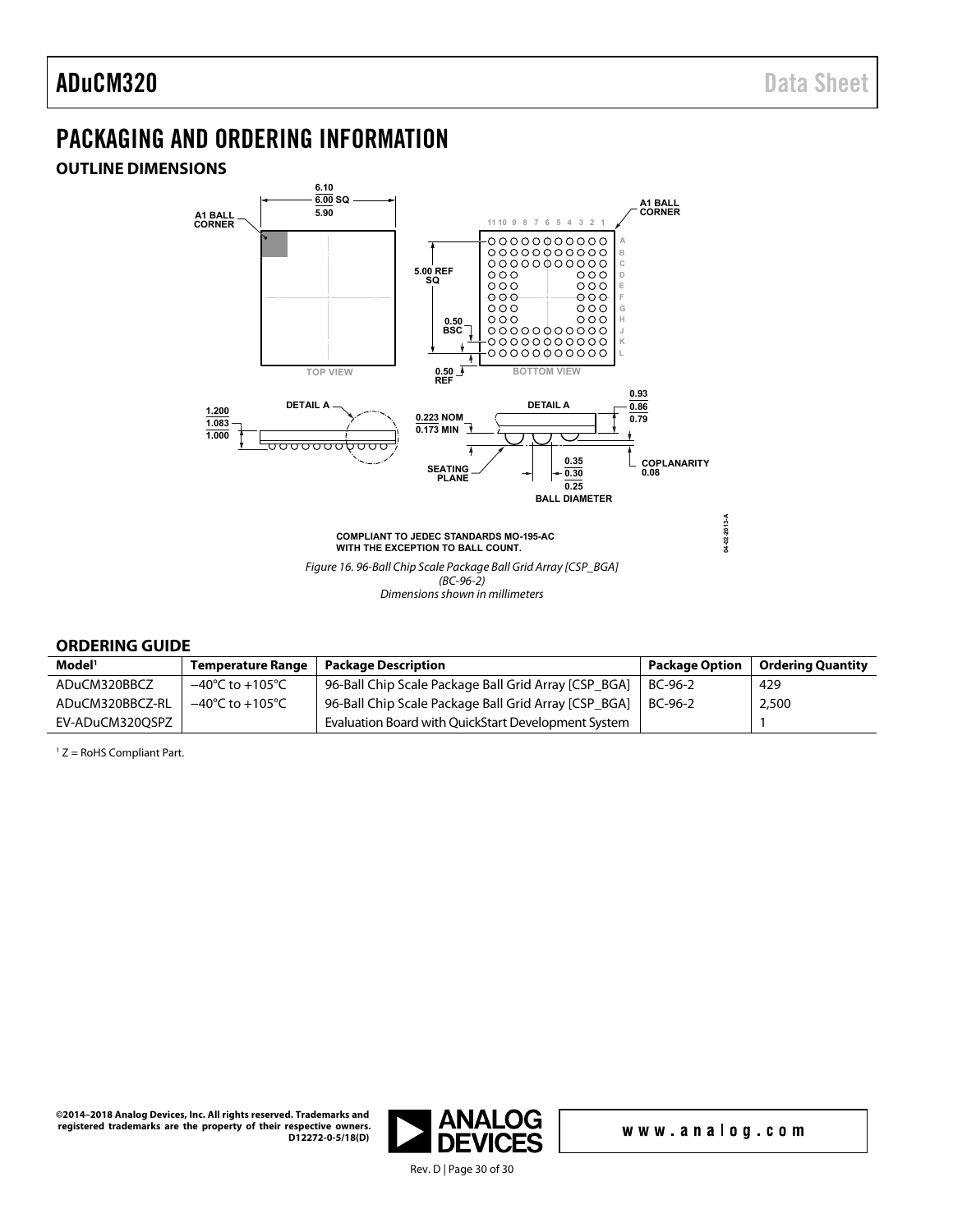# PACKAGING AND ORDERING INFORMATION

## OUTLINE DIMENSIONS

6.10
6.00 SQ
5.90

A1 BALL CORNER

TOP VIEW

A1 BALL CORNER

11 10 9 8 7 6 5 4 3 2 1

A B C D E F G H J K L

5.00 REF SQ

0.50 BSC

0.50 REF

BOTTOM VIEW

DETAIL A

1.200
1.083
1.000

DETAIL A

0.223 NOM
0.173 MIN

0.93
0.86
0.79

SEATING PLANE

0.35
0.30
0.25
BALL DIAMETER

COPLANARITY 0.08

COMPLIANT TO JEDEC STANDARDS MO-195-AC WITH THE EXCEPTION TO BALL COUNT.

04-02-2013-A

*Figure 16. 96-Ball Chip Scale Package Ball Grid Array [CSP_BGA] (BC-96-2) Dimensions shown in millimeters*

## ORDERING GUIDE

| Model[1] | Temperature Range | Package Description | Package Option | Ordering Quantity |
|---|---|---|---|---|
| ADuCM320BBCZ | −40°C to +105°C | 96-Ball Chip Scale Package Ball Grid Array [CSP_BGA] | BC-96-2 | 429 |
| ADuCM320BBCZ-RL | −40°C to +105°C | 96-Ball Chip Scale Package Ball Grid Array [CSP_BGA] | BC-96-2 | 2,500 |
| EV-ADuCM320QSPZ | | Evaluation Board with QuickStart Development System | | 1 |

[1] Z = RoHS Compliant Part.

©2014–2018 Analog Devices, Inc. All rights reserved. Trademarks and registered trademarks are the property of their respective owners. D12272-0-5/18(D)